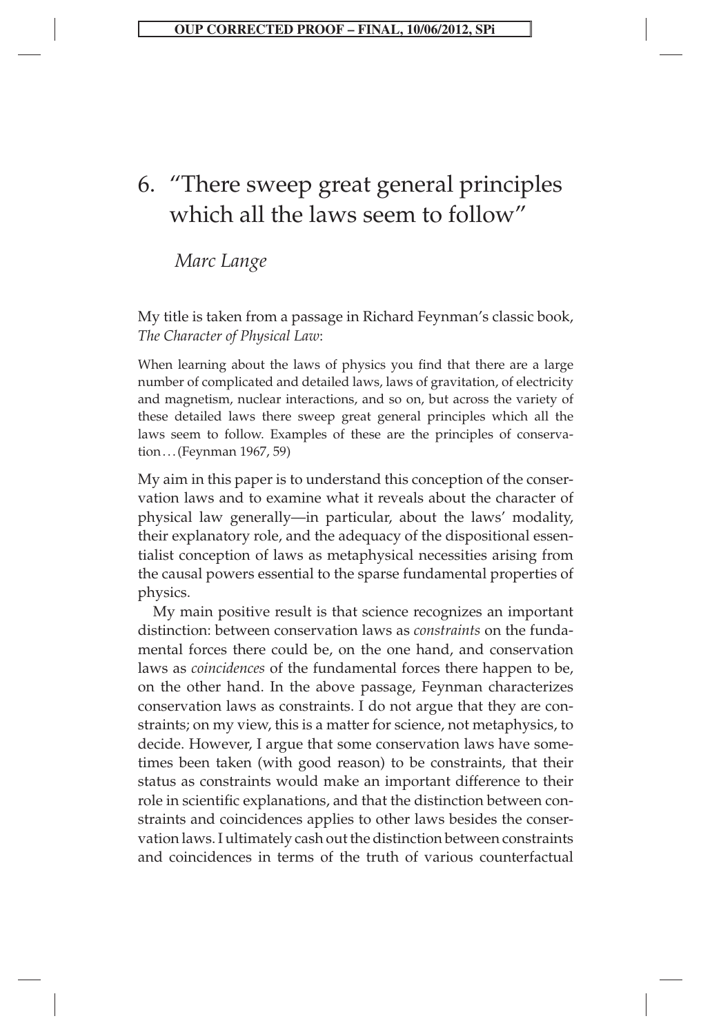# 6. “There sweep great general principles which all the laws seem to follow”

*Marc Lange*

My title is taken from a passage in Richard Feynman’s classic book, *The Character of Physical Law*:

> When learning about the laws of physics you find that there are a large number of complicated and detailed laws, laws of gravitation, of electricity and magnetism, nuclear interactions, and so on, but across the variety of these detailed laws there sweep great general principles which all the laws seem to follow. Examples of these are the principles of conservation... (Feynman 1967, 59)

My aim in this paper is to understand this conception of the conservation laws and to examine what it reveals about the character of physical law generally—in particular, about the laws’ modality, their explanatory role, and the adequacy of the dispositional essentialist conception of laws as metaphysical necessities arising from the causal powers essential to the sparse fundamental properties of physics.

My main positive result is that science recognizes an important distinction: between conservation laws as *constraints* on the fundamental forces there could be, on the one hand, and conservation laws as *coincidences* of the fundamental forces there happen to be, on the other hand. In the above passage, Feynman characterizes conservation laws as constraints. I do not argue that they are constraints; on my view, this is a matter for science, not metaphysics, to decide. However, I argue that some conservation laws have sometimes been taken (with good reason) to be constraints, that their status as constraints would make an important difference to their role in scientific explanations, and that the distinction between constraints and coincidences applies to other laws besides the conservation laws. I ultimately cash out the distinction between constraints and coincidences in terms of the truth of various counterfactual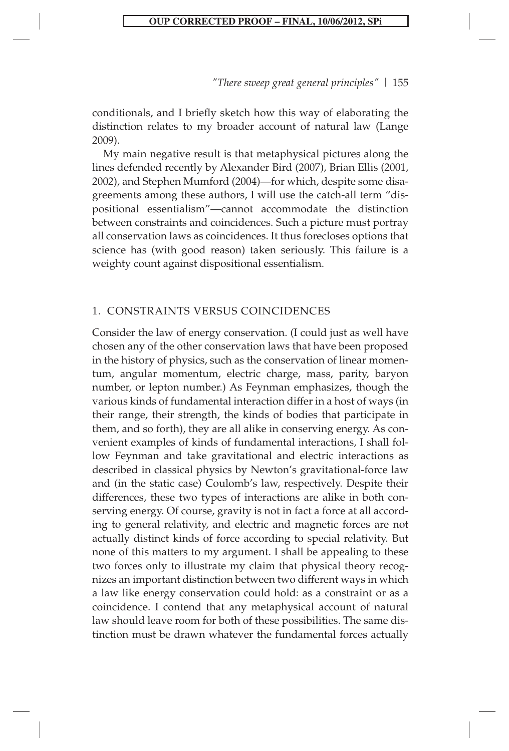conditionals, and I briefly sketch how this way of elaborating the distinction relates to my broader account of natural law (Lange 2009).

My main negative result is that metaphysical pictures along the lines defended recently by Alexander Bird (2007), Brian Ellis (2001, 2002), and Stephen Mumford (2004)—for which, despite some disagreements among these authors, I will use the catch-all term "dispositional essentialism"—cannot accommodate the distinction between constraints and coincidences. Such a picture must portray all conservation laws as coincidences. It thus forecloses options that science has (with good reason) taken seriously. This failure is a weighty count against dispositional essentialism.

## 1. CONSTRAINTS VERSUS COINCIDENCES

Consider the law of energy conservation. (I could just as well have chosen any of the other conservation laws that have been proposed in the history of physics, such as the conservation of linear momentum, angular momentum, electric charge, mass, parity, baryon number, or lepton number.) As Feynman emphasizes, though the various kinds of fundamental interaction differ in a host of ways (in their range, their strength, the kinds of bodies that participate in them, and so forth), they are all alike in conserving energy. As convenient examples of kinds of fundamental interactions, I shall follow Feynman and take gravitational and electric interactions as described in classical physics by Newton's gravitational-force law and (in the static case) Coulomb's law, respectively. Despite their differences, these two types of interactions are alike in both conserving energy. Of course, gravity is not in fact a force at all according to general relativity, and electric and magnetic forces are not actually distinct kinds of force according to special relativity. But none of this matters to my argument. I shall be appealing to these two forces only to illustrate my claim that physical theory recognizes an important distinction between two different ways in which a law like energy conservation could hold: as a constraint or as a coincidence. I contend that any metaphysical account of natural law should leave room for both of these possibilities. The same distinction must be drawn whatever the fundamental forces actually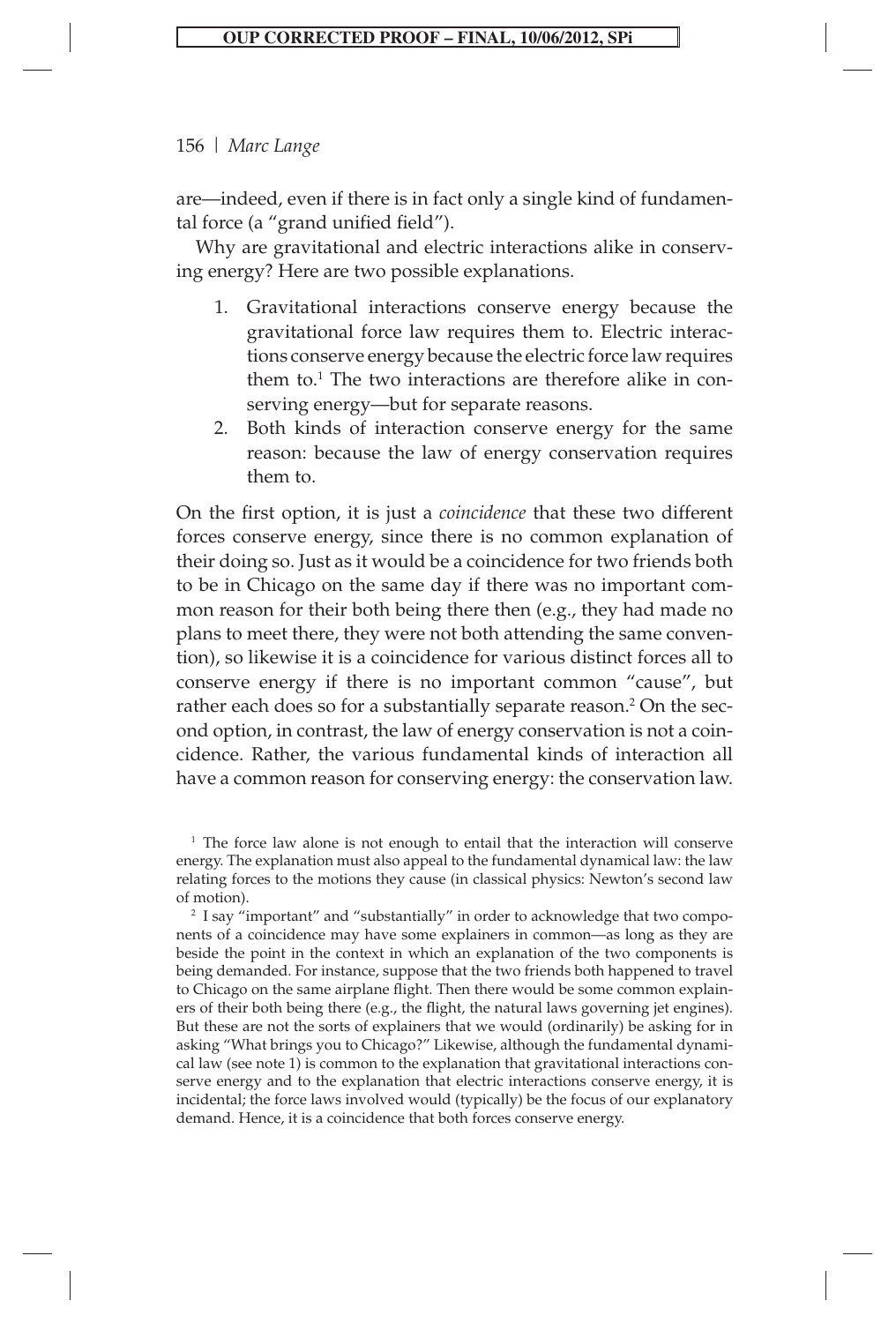are—indeed, even if there is in fact only a single kind of fundamental force (a "grand unified field").

Why are gravitational and electric interactions alike in conserving energy? Here are two possible explanations.

1. Gravitational interactions conserve energy because the gravitational force law requires them to. Electric interactions conserve energy because the electric force law requires them to.[1] The two interactions are therefore alike in conserving energy—but for separate reasons.
2. Both kinds of interaction conserve energy for the same reason: because the law of energy conservation requires them to.

On the first option, it is just a *coincidence* that these two different forces conserve energy, since there is no common explanation of their doing so. Just as it would be a coincidence for two friends both to be in Chicago on the same day if there was no important common reason for their both being there then (e.g., they had made no plans to meet there, they were not both attending the same convention), so likewise it is a coincidence for various distinct forces all to conserve energy if there is no important common "cause", but rather each does so for a substantially separate reason.[2] On the second option, in contrast, the law of energy conservation is not a coincidence. Rather, the various fundamental kinds of interaction all have a common reason for conserving energy: the conservation law.

[1] The force law alone is not enough to entail that the interaction will conserve energy. The explanation must also appeal to the fundamental dynamical law: the law relating forces to the motions they cause (in classical physics: Newton's second law of motion).

[2] I say "important" and "substantially" in order to acknowledge that two components of a coincidence may have some explainers in common—as long as they are beside the point in the context in which an explanation of the two components is being demanded. For instance, suppose that the two friends both happened to travel to Chicago on the same airplane flight. Then there would be some common explainers of their both being there (e.g., the flight, the natural laws governing jet engines). But these are not the sorts of explainers that we would (ordinarily) be asking for in asking "What brings you to Chicago?" Likewise, although the fundamental dynamical law (see note 1) is common to the explanation that gravitational interactions conserve energy and to the explanation that electric interactions conserve energy, it is incidental; the force laws involved would (typically) be the focus of our explanatory demand. Hence, it is a coincidence that both forces conserve energy.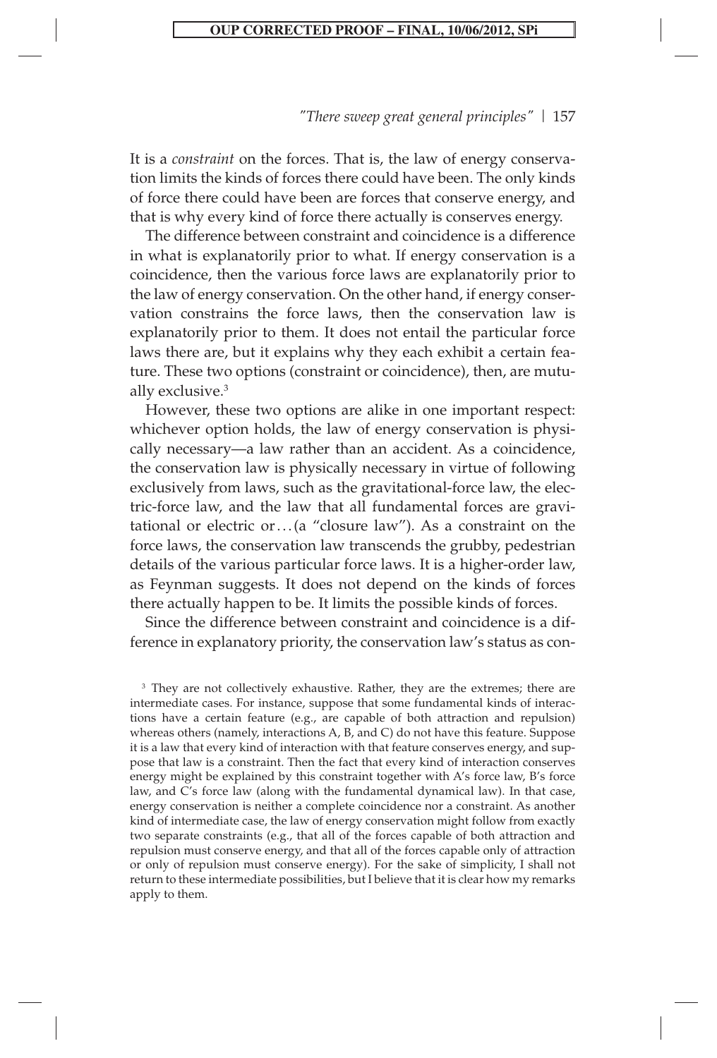It is a *constraint* on the forces. That is, the law of energy conservation limits the kinds of forces there could have been. The only kinds of force there could have been are forces that conserve energy, and that is why every kind of force there actually is conserves energy.

The difference between constraint and coincidence is a difference in what is explanatorily prior to what. If energy conservation is a coincidence, then the various force laws are explanatorily prior to the law of energy conservation. On the other hand, if energy conservation constrains the force laws, then the conservation law is explanatorily prior to them. It does not entail the particular force laws there are, but it explains why they each exhibit a certain feature. These two options (constraint or coincidence), then, are mutually exclusive.[3]

However, these two options are alike in one important respect: whichever option holds, the law of energy conservation is physically necessary—a law rather than an accident. As a coincidence, the conservation law is physically necessary in virtue of following exclusively from laws, such as the gravitational-force law, the electric-force law, and the law that all fundamental forces are gravitational or electric or . . . (a "closure law"). As a constraint on the force laws, the conservation law transcends the grubby, pedestrian details of the various particular force laws. It is a higher-order law, as Feynman suggests. It does not depend on the kinds of forces there actually happen to be. It limits the possible kinds of forces.

Since the difference between constraint and coincidence is a difference in explanatory priority, the conservation law's status as con-

[3] They are not collectively exhaustive. Rather, they are the extremes; there are intermediate cases. For instance, suppose that some fundamental kinds of interactions have a certain feature (e.g., are capable of both attraction and repulsion) whereas others (namely, interactions A, B, and C) do not have this feature. Suppose it is a law that every kind of interaction with that feature conserves energy, and suppose that law is a constraint. Then the fact that every kind of interaction conserves energy might be explained by this constraint together with A's force law, B's force law, and C's force law (along with the fundamental dynamical law). In that case, energy conservation is neither a complete coincidence nor a constraint. As another kind of intermediate case, the law of energy conservation might follow from exactly two separate constraints (e.g., that all of the forces capable of both attraction and repulsion must conserve energy, and that all of the forces capable only of attraction or only of repulsion must conserve energy). For the sake of simplicity, I shall not return to these intermediate possibilities, but I believe that it is clear how my remarks apply to them.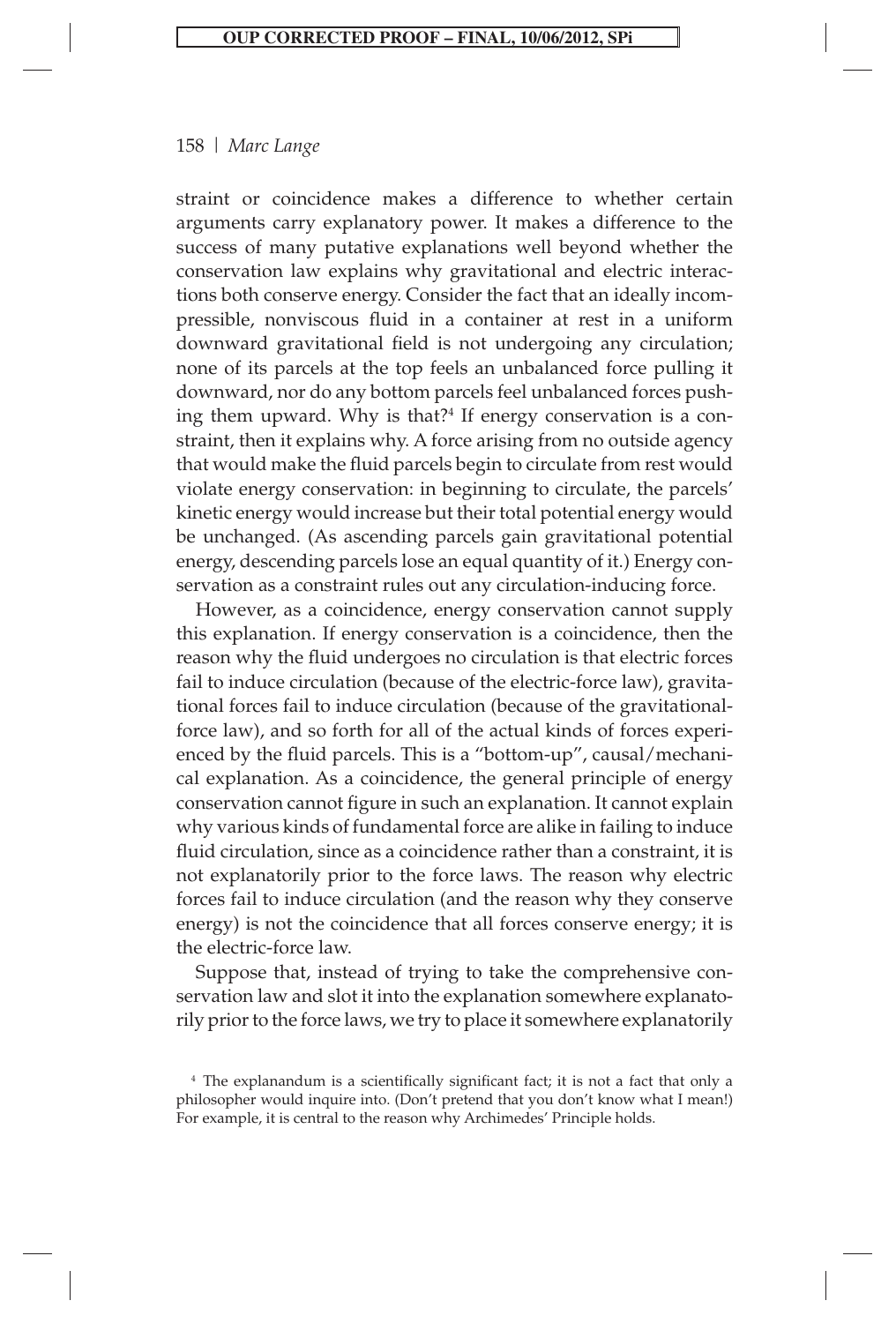straint or coincidence makes a difference to whether certain arguments carry explanatory power. It makes a difference to the success of many putative explanations well beyond whether the conservation law explains why gravitational and electric interactions both conserve energy. Consider the fact that an ideally incompressible, nonviscous fluid in a container at rest in a uniform downward gravitational field is not undergoing any circulation; none of its parcels at the top feels an unbalanced force pulling it downward, nor do any bottom parcels feel unbalanced forces pushing them upward. Why is that?[4] If energy conservation is a constraint, then it explains why. A force arising from no outside agency that would make the fluid parcels begin to circulate from rest would violate energy conservation: in beginning to circulate, the parcels' kinetic energy would increase but their total potential energy would be unchanged. (As ascending parcels gain gravitational potential energy, descending parcels lose an equal quantity of it.) Energy conservation as a constraint rules out any circulation-inducing force.

However, as a coincidence, energy conservation cannot supply this explanation. If energy conservation is a coincidence, then the reason why the fluid undergoes no circulation is that electric forces fail to induce circulation (because of the electric-force law), gravitational forces fail to induce circulation (because of the gravitational-force law), and so forth for all of the actual kinds of forces experienced by the fluid parcels. This is a "bottom-up", causal/mechanical explanation. As a coincidence, the general principle of energy conservation cannot figure in such an explanation. It cannot explain why various kinds of fundamental force are alike in failing to induce fluid circulation, since as a coincidence rather than a constraint, it is not explanatorily prior to the force laws. The reason why electric forces fail to induce circulation (and the reason why they conserve energy) is not the coincidence that all forces conserve energy; it is the electric-force law.

Suppose that, instead of trying to take the comprehensive conservation law and slot it into the explanation somewhere explanatorily prior to the force laws, we try to place it somewhere explanatorily

[4] The explanandum is a scientifically significant fact; it is not a fact that only a philosopher would inquire into. (Don't pretend that you don't know what I mean!) For example, it is central to the reason why Archimedes' Principle holds.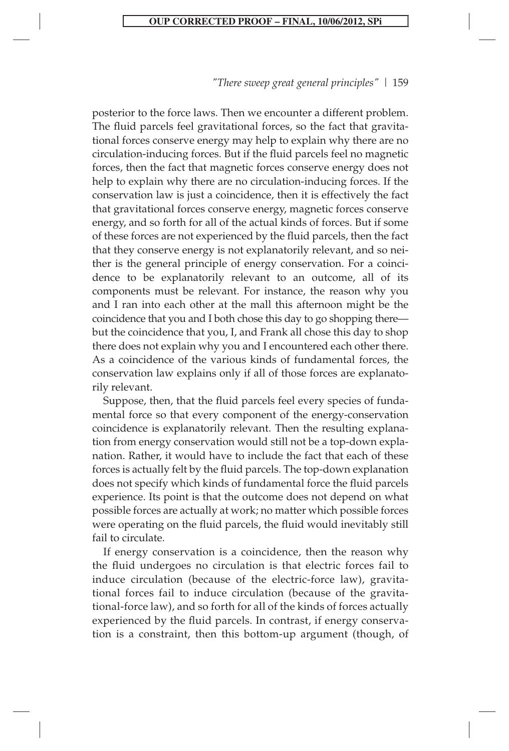posterior to the force laws. Then we encounter a different problem. The fluid parcels feel gravitational forces, so the fact that gravitational forces conserve energy may help to explain why there are no circulation-inducing forces. But if the fluid parcels feel no magnetic forces, then the fact that magnetic forces conserve energy does not help to explain why there are no circulation-inducing forces. If the conservation law is just a coincidence, then it is effectively the fact that gravitational forces conserve energy, magnetic forces conserve energy, and so forth for all of the actual kinds of forces. But if some of these forces are not experienced by the fluid parcels, then the fact that they conserve energy is not explanatorily relevant, and so neither is the general principle of energy conservation. For a coincidence to be explanatorily relevant to an outcome, all of its components must be relevant. For instance, the reason why you and I ran into each other at the mall this afternoon might be the coincidence that you and I both chose this day to go shopping there—but the coincidence that you, I, and Frank all chose this day to shop there does not explain why you and I encountered each other there. As a coincidence of the various kinds of fundamental forces, the conservation law explains only if all of those forces are explanatorily relevant.

Suppose, then, that the fluid parcels feel every species of fundamental force so that every component of the energy-conservation coincidence is explanatorily relevant. Then the resulting explanation from energy conservation would still not be a top-down explanation. Rather, it would have to include the fact that each of these forces is actually felt by the fluid parcels. The top-down explanation does not specify which kinds of fundamental force the fluid parcels experience. Its point is that the outcome does not depend on what possible forces are actually at work; no matter which possible forces were operating on the fluid parcels, the fluid would inevitably still fail to circulate.

If energy conservation is a coincidence, then the reason why the fluid undergoes no circulation is that electric forces fail to induce circulation (because of the electric-force law), gravitational forces fail to induce circulation (because of the gravitational-force law), and so forth for all of the kinds of forces actually experienced by the fluid parcels. In contrast, if energy conservation is a constraint, then this bottom-up argument (though, of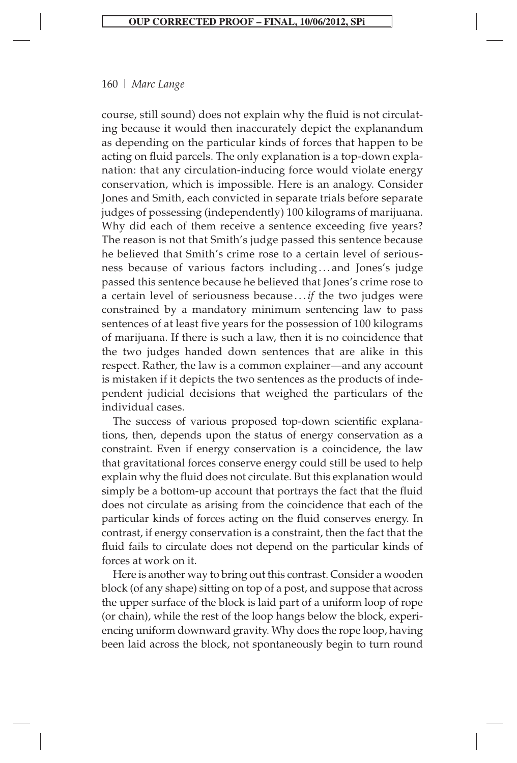course, still sound) does not explain why the fluid is not circulating because it would then inaccurately depict the explanandum as depending on the particular kinds of forces that happen to be acting on fluid parcels. The only explanation is a top-down explanation: that any circulation-inducing force would violate energy conservation, which is impossible. Here is an analogy. Consider Jones and Smith, each convicted in separate trials before separate judges of possessing (independently) 100 kilograms of marijuana. Why did each of them receive a sentence exceeding five years? The reason is not that Smith's judge passed this sentence because he believed that Smith's crime rose to a certain level of seriousness because of various factors including . . . and Jones's judge passed this sentence because he believed that Jones's crime rose to a certain level of seriousness because . . . *if* the two judges were constrained by a mandatory minimum sentencing law to pass sentences of at least five years for the possession of 100 kilograms of marijuana. If there is such a law, then it is no coincidence that the two judges handed down sentences that are alike in this respect. Rather, the law is a common explainer—and any account is mistaken if it depicts the two sentences as the products of independent judicial decisions that weighed the particulars of the individual cases.

The success of various proposed top-down scientific explanations, then, depends upon the status of energy conservation as a constraint. Even if energy conservation is a coincidence, the law that gravitational forces conserve energy could still be used to help explain why the fluid does not circulate. But this explanation would simply be a bottom-up account that portrays the fact that the fluid does not circulate as arising from the coincidence that each of the particular kinds of forces acting on the fluid conserves energy. In contrast, if energy conservation is a constraint, then the fact that the fluid fails to circulate does not depend on the particular kinds of forces at work on it.

Here is another way to bring out this contrast. Consider a wooden block (of any shape) sitting on top of a post, and suppose that across the upper surface of the block is laid part of a uniform loop of rope (or chain), while the rest of the loop hangs below the block, experiencing uniform downward gravity. Why does the rope loop, having been laid across the block, not spontaneously begin to turn round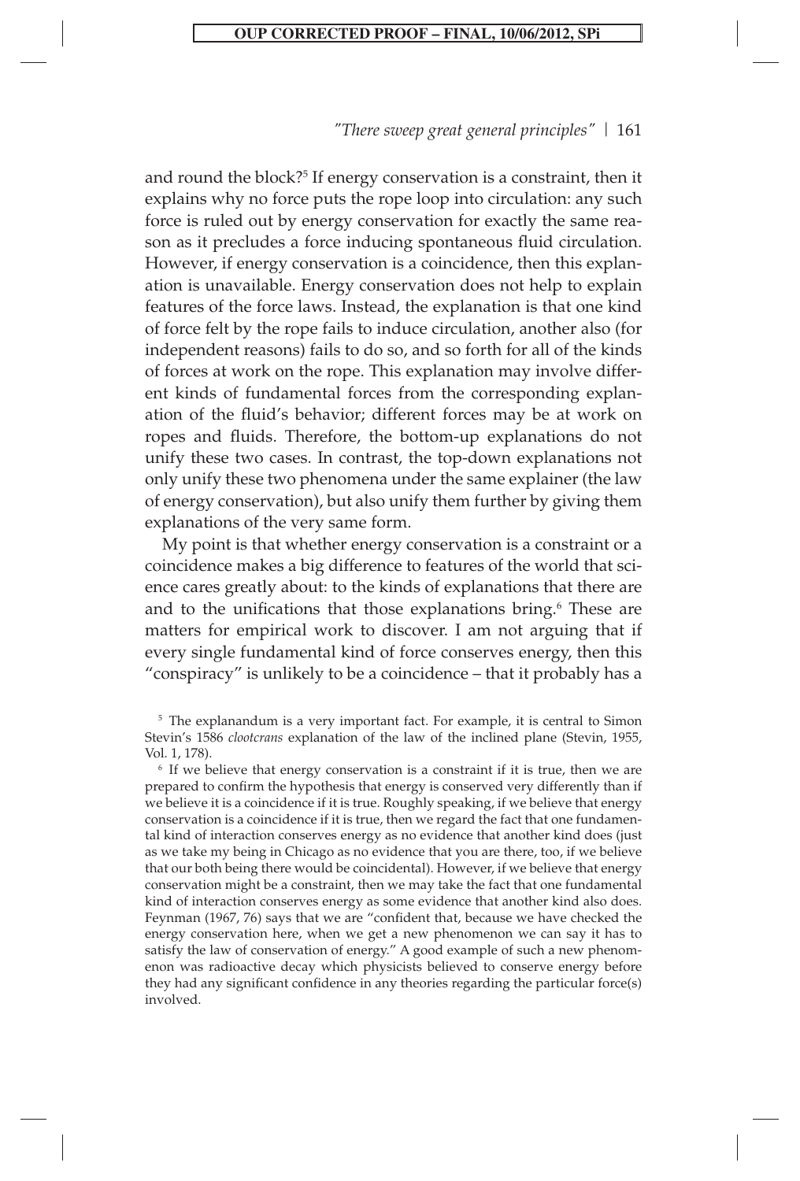and round the block?[5] If energy conservation is a constraint, then it explains why no force puts the rope loop into circulation: any such force is ruled out by energy conservation for exactly the same reason as it precludes a force inducing spontaneous fluid circulation. However, if energy conservation is a coincidence, then this explanation is unavailable. Energy conservation does not help to explain features of the force laws. Instead, the explanation is that one kind of force felt by the rope fails to induce circulation, another also (for independent reasons) fails to do so, and so forth for all of the kinds of forces at work on the rope. This explanation may involve different kinds of fundamental forces from the corresponding explanation of the fluid's behavior; different forces may be at work on ropes and fluids. Therefore, the bottom-up explanations do not unify these two cases. In contrast, the top-down explanations not only unify these two phenomena under the same explainer (the law of energy conservation), but also unify them further by giving them explanations of the very same form.

My point is that whether energy conservation is a constraint or a coincidence makes a big difference to features of the world that science cares greatly about: to the kinds of explanations that there are and to the unifications that those explanations bring.[6] These are matters for empirical work to discover. I am not arguing that if every single fundamental kind of force conserves energy, then this "conspiracy" is unlikely to be a coincidence – that it probably has a

[5] The explanandum is a very important fact. For example, it is central to Simon Stevin's 1586 *clootcrans* explanation of the law of the inclined plane (Stevin, 1955, Vol. 1, 178).

[6] If we believe that energy conservation is a constraint if it is true, then we are prepared to confirm the hypothesis that energy is conserved very differently than if we believe it is a coincidence if it is true. Roughly speaking, if we believe that energy conservation is a coincidence if it is true, then we regard the fact that one fundamental kind of interaction conserves energy as no evidence that another kind does (just as we take my being in Chicago as no evidence that you are there, too, if we believe that our both being there would be coincidental). However, if we believe that energy conservation might be a constraint, then we may take the fact that one fundamental kind of interaction conserves energy as some evidence that another kind also does. Feynman (1967, 76) says that we are "confident that, because we have checked the energy conservation here, when we get a new phenomenon we can say it has to satisfy the law of conservation of energy." A good example of such a new phenomenon was radioactive decay which physicists believed to conserve energy before they had any significant confidence in any theories regarding the particular force(s) involved.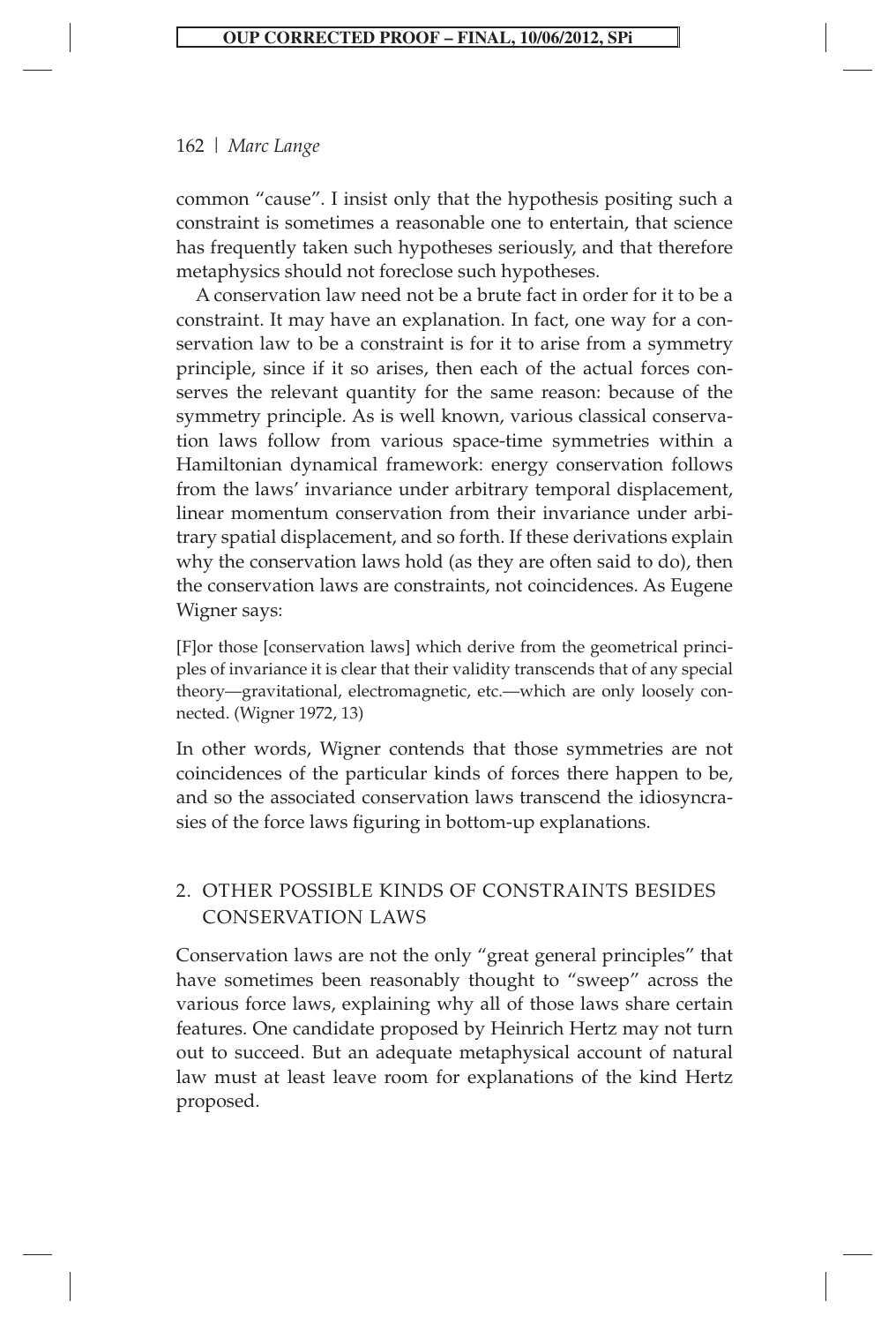common "cause". I insist only that the hypothesis positing such a constraint is sometimes a reasonable one to entertain, that science has frequently taken such hypotheses seriously, and that therefore metaphysics should not foreclose such hypotheses.

A conservation law need not be a brute fact in order for it to be a constraint. It may have an explanation. In fact, one way for a conservation law to be a constraint is for it to arise from a symmetry principle, since if it so arises, then each of the actual forces conserves the relevant quantity for the same reason: because of the symmetry principle. As is well known, various classical conservation laws follow from various space-time symmetries within a Hamiltonian dynamical framework: energy conservation follows from the laws' invariance under arbitrary temporal displacement, linear momentum conservation from their invariance under arbitrary spatial displacement, and so forth. If these derivations explain why the conservation laws hold (as they are often said to do), then the conservation laws are constraints, not coincidences. As Eugene Wigner says:

> [F]or those [conservation laws] which derive from the geometrical principles of invariance it is clear that their validity transcends that of any special theory—gravitational, electromagnetic, etc.—which are only loosely connected. (Wigner 1972, 13)

In other words, Wigner contends that those symmetries are not coincidences of the particular kinds of forces there happen to be, and so the associated conservation laws transcend the idiosyncrasies of the force laws figuring in bottom-up explanations.

## 2. OTHER POSSIBLE KINDS OF CONSTRAINTS BESIDES CONSERVATION LAWS

Conservation laws are not the only "great general principles" that have sometimes been reasonably thought to "sweep" across the various force laws, explaining why all of those laws share certain features. One candidate proposed by Heinrich Hertz may not turn out to succeed. But an adequate metaphysical account of natural law must at least leave room for explanations of the kind Hertz proposed.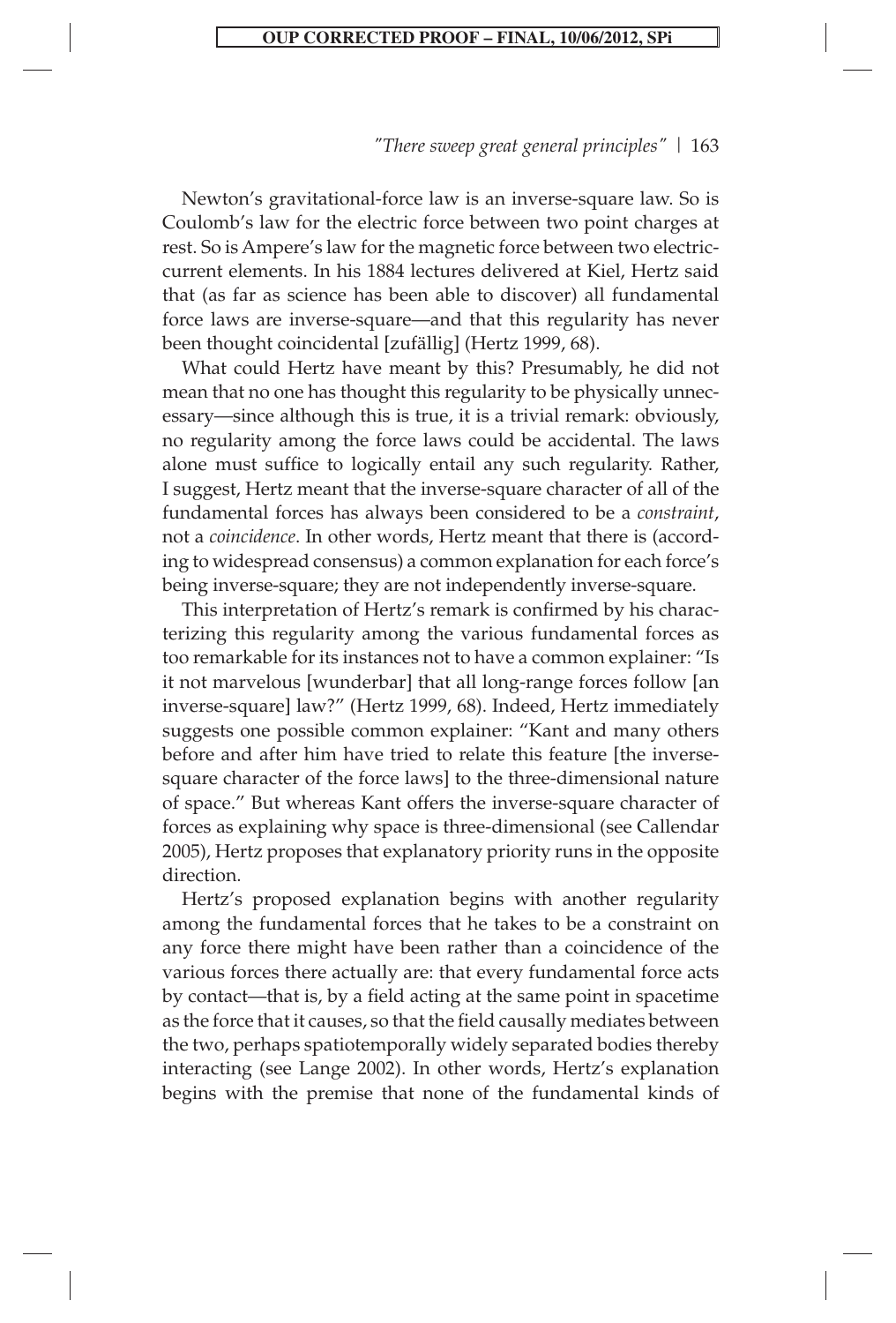Newton's gravitational-force law is an inverse-square law. So is Coulomb's law for the electric force between two point charges at rest. So is Ampere's law for the magnetic force between two electric-current elements. In his 1884 lectures delivered at Kiel, Hertz said that (as far as science has been able to discover) all fundamental force laws are inverse-square—and that this regularity has never been thought coincidental [zufällig] (Hertz 1999, 68).

What could Hertz have meant by this? Presumably, he did not mean that no one has thought this regularity to be physically unnecessary—since although this is true, it is a trivial remark: obviously, no regularity among the force laws could be accidental. The laws alone must suffice to logically entail any such regularity. Rather, I suggest, Hertz meant that the inverse-square character of all of the fundamental forces has always been considered to be a *constraint*, not a *coincidence*. In other words, Hertz meant that there is (according to widespread consensus) a common explanation for each force's being inverse-square; they are not independently inverse-square.

This interpretation of Hertz's remark is confirmed by his characterizing this regularity among the various fundamental forces as too remarkable for its instances not to have a common explainer: "Is it not marvelous [wunderbar] that all long-range forces follow [an inverse-square] law?" (Hertz 1999, 68). Indeed, Hertz immediately suggests one possible common explainer: "Kant and many others before and after him have tried to relate this feature [the inverse-square character of the force laws] to the three-dimensional nature of space." But whereas Kant offers the inverse-square character of forces as explaining why space is three-dimensional (see Callendar 2005), Hertz proposes that explanatory priority runs in the opposite direction.

Hertz's proposed explanation begins with another regularity among the fundamental forces that he takes to be a constraint on any force there might have been rather than a coincidence of the various forces there actually are: that every fundamental force acts by contact—that is, by a field acting at the same point in spacetime as the force that it causes, so that the field causally mediates between the two, perhaps spatiotemporally widely separated bodies thereby interacting (see Lange 2002). In other words, Hertz's explanation begins with the premise that none of the fundamental kinds of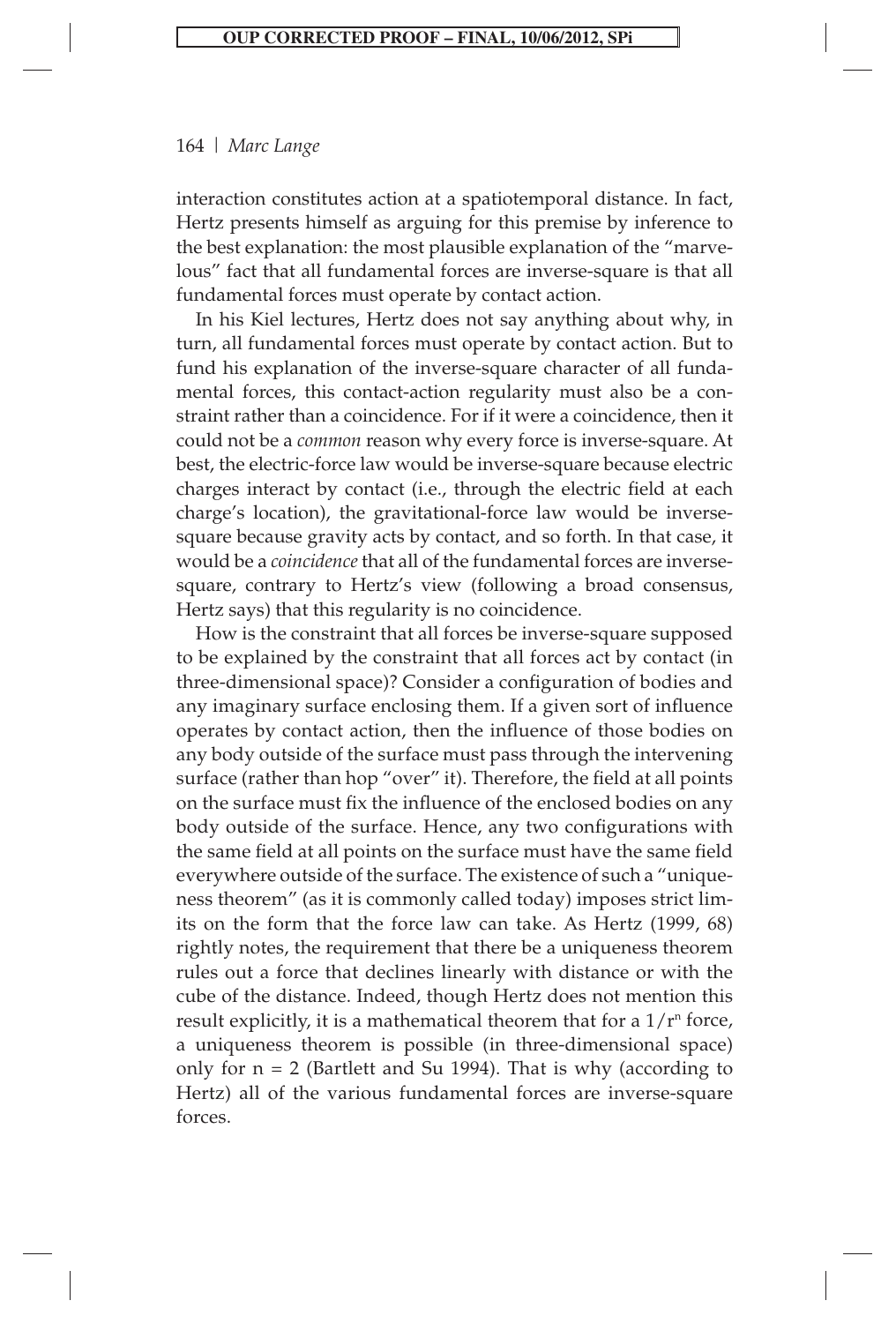interaction constitutes action at a spatiotemporal distance. In fact, Hertz presents himself as arguing for this premise by inference to the best explanation: the most plausible explanation of the "marvelous" fact that all fundamental forces are inverse-square is that all fundamental forces must operate by contact action.

In his Kiel lectures, Hertz does not say anything about why, in turn, all fundamental forces must operate by contact action. But to fund his explanation of the inverse-square character of all fundamental forces, this contact-action regularity must also be a constraint rather than a coincidence. For if it were a coincidence, then it could not be a *common* reason why every force is inverse-square. At best, the electric-force law would be inverse-square because electric charges interact by contact (i.e., through the electric field at each charge's location), the gravitational-force law would be inverse-square because gravity acts by contact, and so forth. In that case, it would be a *coincidence* that all of the fundamental forces are inverse-square, contrary to Hertz's view (following a broad consensus, Hertz says) that this regularity is no coincidence.

How is the constraint that all forces be inverse-square supposed to be explained by the constraint that all forces act by contact (in three-dimensional space)? Consider a configuration of bodies and any imaginary surface enclosing them. If a given sort of influence operates by contact action, then the influence of those bodies on any body outside of the surface must pass through the intervening surface (rather than hop "over" it). Therefore, the field at all points on the surface must fix the influence of the enclosed bodies on any body outside of the surface. Hence, any two configurations with the same field at all points on the surface must have the same field everywhere outside of the surface. The existence of such a "uniqueness theorem" (as it is commonly called today) imposes strict limits on the form that the force law can take. As Hertz (1999, 68) rightly notes, the requirement that there be a uniqueness theorem rules out a force that declines linearly with distance or with the cube of the distance. Indeed, though Hertz does not mention this result explicitly, it is a mathematical theorem that for a $1/r^n$ force, a uniqueness theorem is possible (in three-dimensional space) only for $n = 2$ (Bartlett and Su 1994). That is why (according to Hertz) all of the various fundamental forces are inverse-square forces.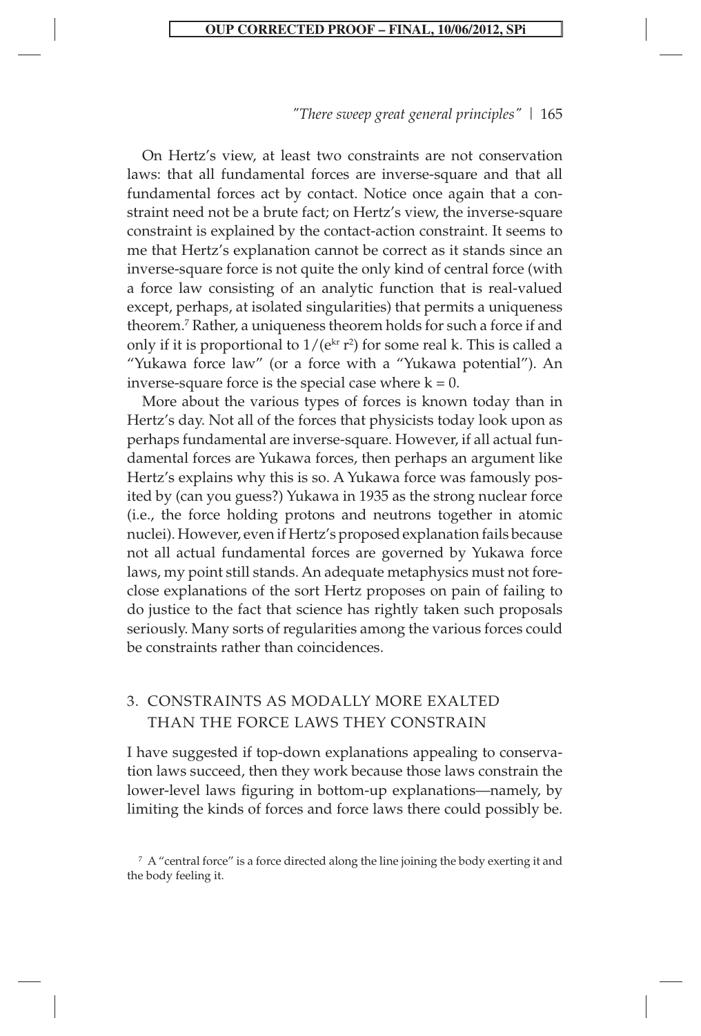On Hertz's view, at least two constraints are not conservation laws: that all fundamental forces are inverse-square and that all fundamental forces act by contact. Notice once again that a constraint need not be a brute fact; on Hertz's view, the inverse-square constraint is explained by the contact-action constraint. It seems to me that Hertz's explanation cannot be correct as it stands since an inverse-square force is not quite the only kind of central force (with a force law consisting of an analytic function that is real-valued except, perhaps, at isolated singularities) that permits a uniqueness theorem.[7] Rather, a uniqueness theorem holds for such a force if and only if it is proportional to $1/(e^{kr} r^2)$ for some real k. This is called a "Yukawa force law" (or a force with a "Yukawa potential"). An inverse-square force is the special case where $k = 0$.

More about the various types of forces is known today than in Hertz's day. Not all of the forces that physicists today look upon as perhaps fundamental are inverse-square. However, if all actual fundamental forces are Yukawa forces, then perhaps an argument like Hertz's explains why this is so. A Yukawa force was famously posited by (can you guess?) Yukawa in 1935 as the strong nuclear force (i.e., the force holding protons and neutrons together in atomic nuclei). However, even if Hertz's proposed explanation fails because not all actual fundamental forces are governed by Yukawa force laws, my point still stands. An adequate metaphysics must not foreclose explanations of the sort Hertz proposes on pain of failing to do justice to the fact that science has rightly taken such proposals seriously. Many sorts of regularities among the various forces could be constraints rather than coincidences.

## 3. CONSTRAINTS AS MODALLY MORE EXALTED THAN THE FORCE LAWS THEY CONSTRAIN

I have suggested if top-down explanations appealing to conservation laws succeed, then they work because those laws constrain the lower-level laws figuring in bottom-up explanations—namely, by limiting the kinds of forces and force laws there could possibly be.

[7] A "central force" is a force directed along the line joining the body exerting it and the body feeling it.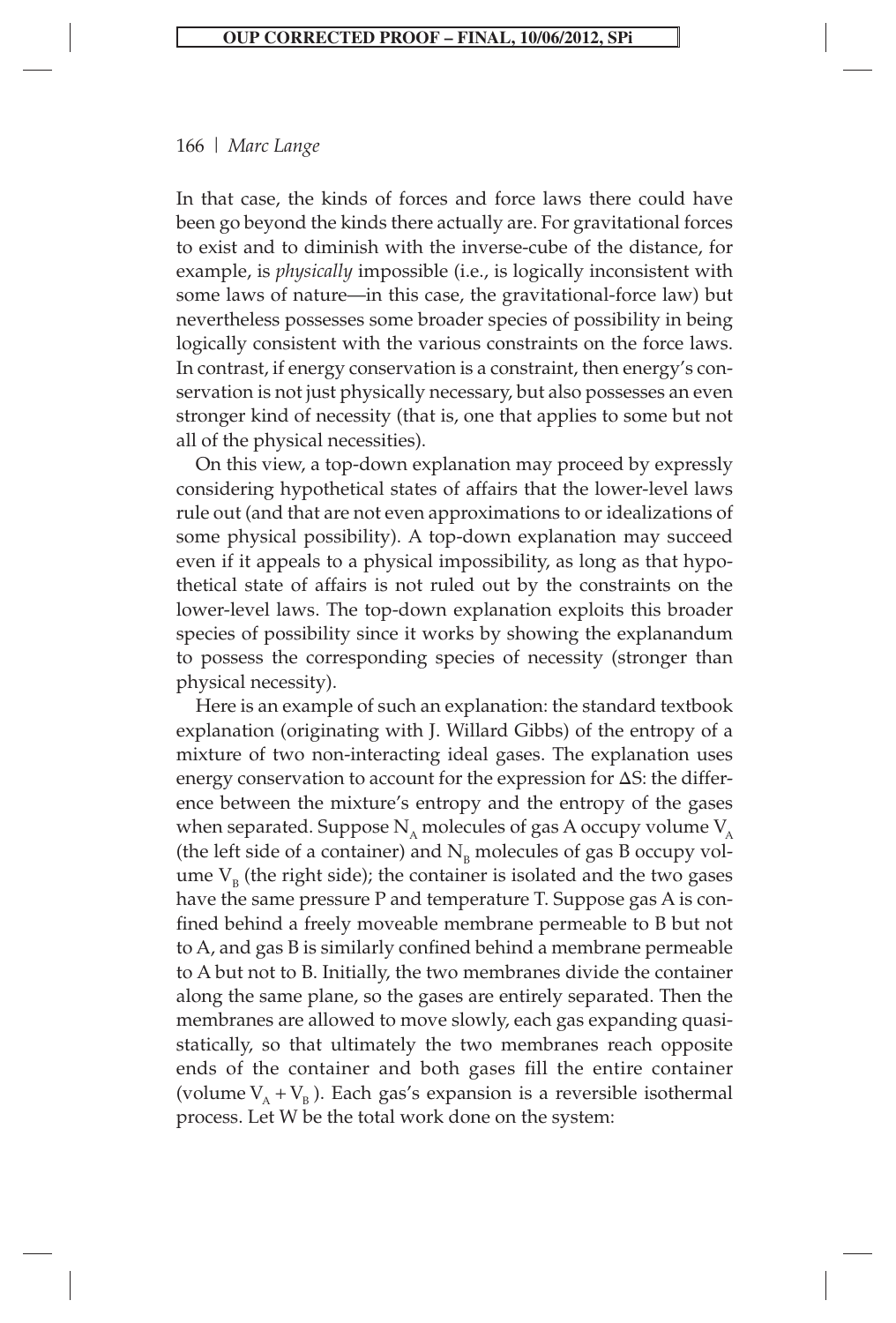In that case, the kinds of forces and force laws there could have been go beyond the kinds there actually are. For gravitational forces to exist and to diminish with the inverse-cube of the distance, for example, is *physically* impossible (i.e., is logically inconsistent with some laws of nature—in this case, the gravitational-force law) but nevertheless possesses some broader species of possibility in being logically consistent with the various constraints on the force laws. In contrast, if energy conservation is a constraint, then energy's conservation is not just physically necessary, but also possesses an even stronger kind of necessity (that is, one that applies to some but not all of the physical necessities).

On this view, a top-down explanation may proceed by expressly considering hypothetical states of affairs that the lower-level laws rule out (and that are not even approximations to or idealizations of some physical possibility). A top-down explanation may succeed even if it appeals to a physical impossibility, as long as that hypothetical state of affairs is not ruled out by the constraints on the lower-level laws. The top-down explanation exploits this broader species of possibility since it works by showing the explanandum to possess the corresponding species of necessity (stronger than physical necessity).

Here is an example of such an explanation: the standard textbook explanation (originating with J. Willard Gibbs) of the entropy of a mixture of two non-interacting ideal gases. The explanation uses energy conservation to account for the expression for $\Delta S$: the difference between the mixture's entropy and the entropy of the gases when separated. Suppose $N_A$ molecules of gas A occupy volume $V_A$ (the left side of a container) and $N_B$ molecules of gas B occupy volume $V_B$ (the right side); the container is isolated and the two gases have the same pressure P and temperature T. Suppose gas A is confined behind a freely moveable membrane permeable to B but not to A, and gas B is similarly confined behind a membrane permeable to A but not to B. Initially, the two membranes divide the container along the same plane, so the gases are entirely separated. Then the membranes are allowed to move slowly, each gas expanding quasistatically, so that ultimately the two membranes reach opposite ends of the container and both gases fill the entire container (volume $V_A + V_B$). Each gas's expansion is a reversible isothermal process. Let W be the total work done on the system: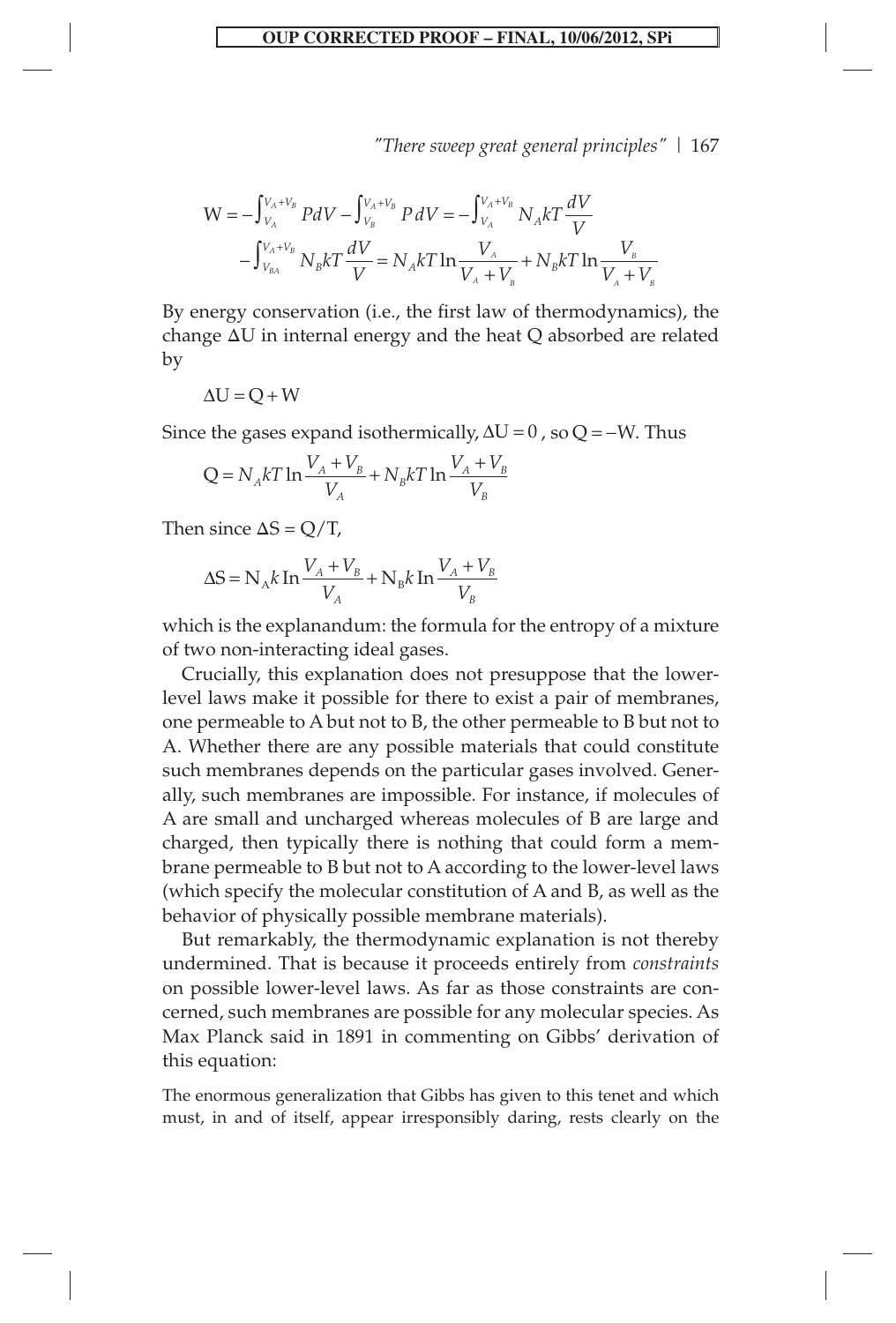$$W = -\int_{V_A}^{V_A+V_B} PdV - \int_{V_B}^{V_A+V_B} P\,dV = -\int_{V_A}^{V_A+V_B} N_A kT \frac{dV}{V}$$

$$-\int_{V_{BA}}^{V_A+V_B} N_B kT \frac{dV}{V} = N_A kT \ln \frac{V_A}{V_A+V_B} + N_B kT \ln \frac{V_B}{V_A+V_B}$$

By energy conservation (i.e., the first law of thermodynamics), the change $\Delta U$ in internal energy and the heat Q absorbed are related by

$$\Delta U = Q + W$$

Since the gases expand isothermally, $\Delta U = 0$, so $Q = -W$. Thus

$$Q = N_A kT \ln \frac{V_A+V_B}{V_A} + N_B kT \ln \frac{V_A+V_B}{V_B}$$

Then since $\Delta S = Q/T$,

$$\Delta S = N_A k \ln \frac{V_A+V_B}{V_A} + N_B k \ln \frac{V_A+V_B}{V_B}$$

which is the explanandum: the formula for the entropy of a mixture of two non-interacting ideal gases.

Crucially, this explanation does not presuppose that the lower-level laws make it possible for there to exist a pair of membranes, one permeable to A but not to B, the other permeable to B but not to A. Whether there are any possible materials that could constitute such membranes depends on the particular gases involved. Generally, such membranes are impossible. For instance, if molecules of A are small and uncharged whereas molecules of B are large and charged, then typically there is nothing that could form a membrane permeable to B but not to A according to the lower-level laws (which specify the molecular constitution of A and B, as well as the behavior of physically possible membrane materials).

But remarkably, the thermodynamic explanation is not thereby undermined. That is because it proceeds entirely from *constraints* on possible lower-level laws. As far as those constraints are concerned, such membranes are possible for any molecular species. As Max Planck said in 1891 in commenting on Gibbs' derivation of this equation:

> The enormous generalization that Gibbs has given to this tenet and which must, in and of itself, appear irresponsibly daring, rests clearly on the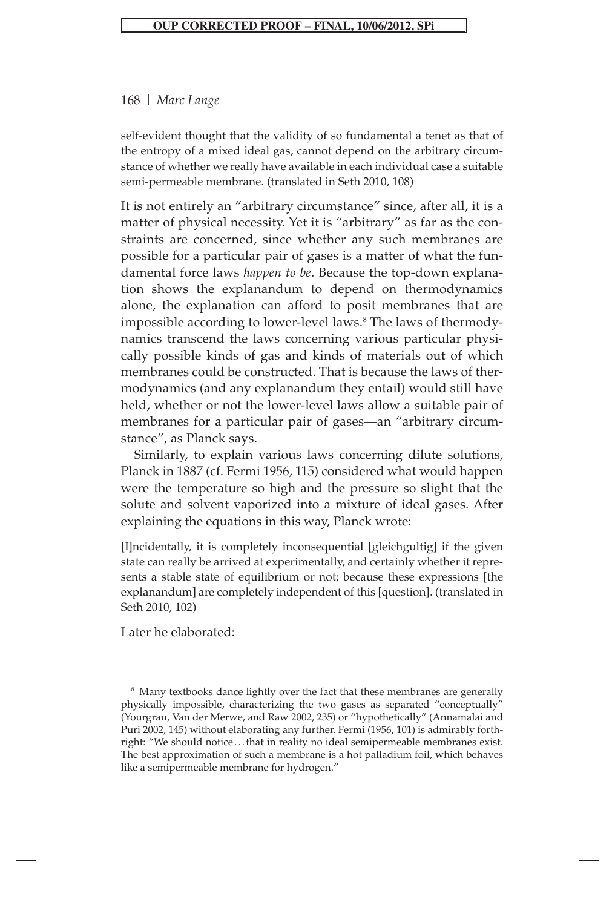self-evident thought that the validity of so fundamental a tenet as that of the entropy of a mixed ideal gas, cannot depend on the arbitrary circumstance of whether we really have available in each individual case a suitable semi-permeable membrane. (translated in Seth 2010, 108)

It is not entirely an "arbitrary circumstance" since, after all, it is a matter of physical necessity. Yet it is "arbitrary" as far as the constraints are concerned, since whether any such membranes are possible for a particular pair of gases is a matter of what the fundamental force laws *happen to be*. Because the top-down explanation shows the explanandum to depend on thermodynamics alone, the explanation can afford to posit membranes that are impossible according to lower-level laws.[8] The laws of thermodynamics transcend the laws concerning various particular physically possible kinds of gas and kinds of materials out of which membranes could be constructed. That is because the laws of thermodynamics (and any explanandum they entail) would still have held, whether or not the lower-level laws allow a suitable pair of membranes for a particular pair of gases—an "arbitrary circumstance", as Planck says.

Similarly, to explain various laws concerning dilute solutions, Planck in 1887 (cf. Fermi 1956, 115) considered what would happen were the temperature so high and the pressure so slight that the solute and solvent vaporized into a mixture of ideal gases. After explaining the equations in this way, Planck wrote:

[I]ncidentally, it is completely inconsequential [gleichgultig] if the given state can really be arrived at experimentally, and certainly whether it represents a stable state of equilibrium or not; because these expressions [the explanandum] are completely independent of this [question]. (translated in Seth 2010, 102)

Later he elaborated:

[8] Many textbooks dance lightly over the fact that these membranes are generally physically impossible, characterizing the two gases as separated "conceptually" (Yourgrau, Van der Merwe, and Raw 2002, 235) or "hypothetically" (Annamalai and Puri 2002, 145) without elaborating any further. Fermi (1956, 101) is admirably forthright: "We should notice . . . that in reality no ideal semipermeable membranes exist. The best approximation of such a membrane is a hot palladium foil, which behaves like a semipermeable membrane for hydrogen."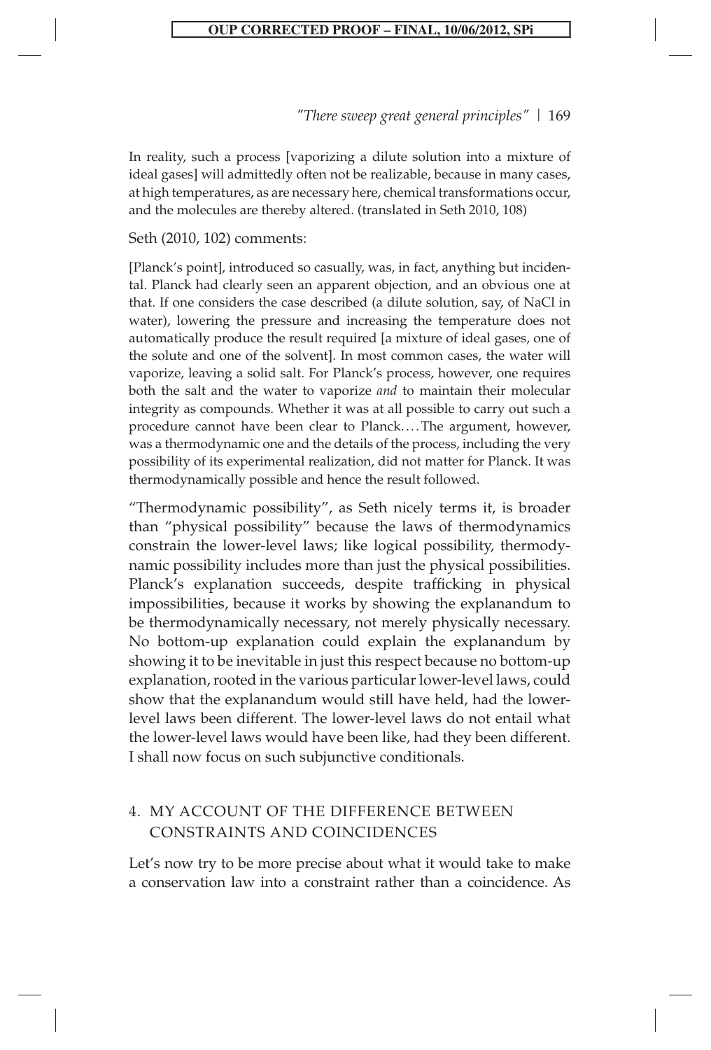In reality, such a process [vaporizing a dilute solution into a mixture of ideal gases] will admittedly often not be realizable, because in many cases, at high temperatures, as are necessary here, chemical transformations occur, and the molecules are thereby altered. (translated in Seth 2010, 108)

Seth (2010, 102) comments:

> [Planck's point], introduced so casually, was, in fact, anything but incidental. Planck had clearly seen an apparent objection, and an obvious one at that. If one considers the case described (a dilute solution, say, of NaCl in water), lowering the pressure and increasing the temperature does not automatically produce the result required [a mixture of ideal gases, one of the solute and one of the solvent]. In most common cases, the water will vaporize, leaving a solid salt. For Planck's process, however, one requires both the salt and the water to vaporize *and* to maintain their molecular integrity as compounds. Whether it was at all possible to carry out such a procedure cannot have been clear to Planck.... The argument, however, was a thermodynamic one and the details of the process, including the very possibility of its experimental realization, did not matter for Planck. It was thermodynamically possible and hence the result followed.

"Thermodynamic possibility", as Seth nicely terms it, is broader than "physical possibility" because the laws of thermodynamics constrain the lower-level laws; like logical possibility, thermodynamic possibility includes more than just the physical possibilities. Planck's explanation succeeds, despite trafficking in physical impossibilities, because it works by showing the explanandum to be thermodynamically necessary, not merely physically necessary. No bottom-up explanation could explain the explanandum by showing it to be inevitable in just this respect because no bottom-up explanation, rooted in the various particular lower-level laws, could show that the explanandum would still have held, had the lower-level laws been different. The lower-level laws do not entail what the lower-level laws would have been like, had they been different. I shall now focus on such subjunctive conditionals.

## 4. MY ACCOUNT OF THE DIFFERENCE BETWEEN CONSTRAINTS AND COINCIDENCES

Let's now try to be more precise about what it would take to make a conservation law into a constraint rather than a coincidence. As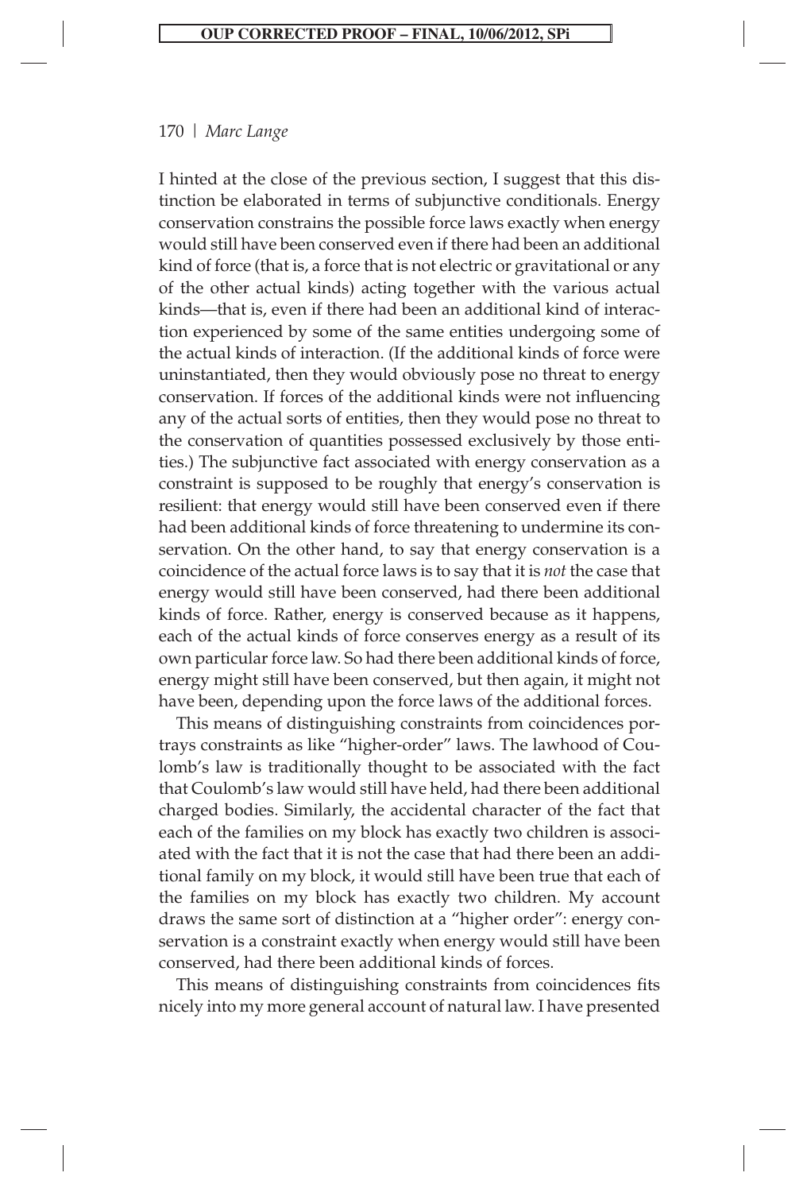I hinted at the close of the previous section, I suggest that this distinction be elaborated in terms of subjunctive conditionals. Energy conservation constrains the possible force laws exactly when energy would still have been conserved even if there had been an additional kind of force (that is, a force that is not electric or gravitational or any of the other actual kinds) acting together with the various actual kinds—that is, even if there had been an additional kind of interaction experienced by some of the same entities undergoing some of the actual kinds of interaction. (If the additional kinds of force were uninstantiated, then they would obviously pose no threat to energy conservation. If forces of the additional kinds were not influencing any of the actual sorts of entities, then they would pose no threat to the conservation of quantities possessed exclusively by those entities.) The subjunctive fact associated with energy conservation as a constraint is supposed to be roughly that energy's conservation is resilient: that energy would still have been conserved even if there had been additional kinds of force threatening to undermine its conservation. On the other hand, to say that energy conservation is a coincidence of the actual force laws is to say that it is *not* the case that energy would still have been conserved, had there been additional kinds of force. Rather, energy is conserved because as it happens, each of the actual kinds of force conserves energy as a result of its own particular force law. So had there been additional kinds of force, energy might still have been conserved, but then again, it might not have been, depending upon the force laws of the additional forces.

This means of distinguishing constraints from coincidences portrays constraints as like "higher-order" laws. The lawhood of Coulomb's law is traditionally thought to be associated with the fact that Coulomb's law would still have held, had there been additional charged bodies. Similarly, the accidental character of the fact that each of the families on my block has exactly two children is associated with the fact that it is not the case that had there been an additional family on my block, it would still have been true that each of the families on my block has exactly two children. My account draws the same sort of distinction at a "higher order": energy conservation is a constraint exactly when energy would still have been conserved, had there been additional kinds of forces.

This means of distinguishing constraints from coincidences fits nicely into my more general account of natural law. I have presented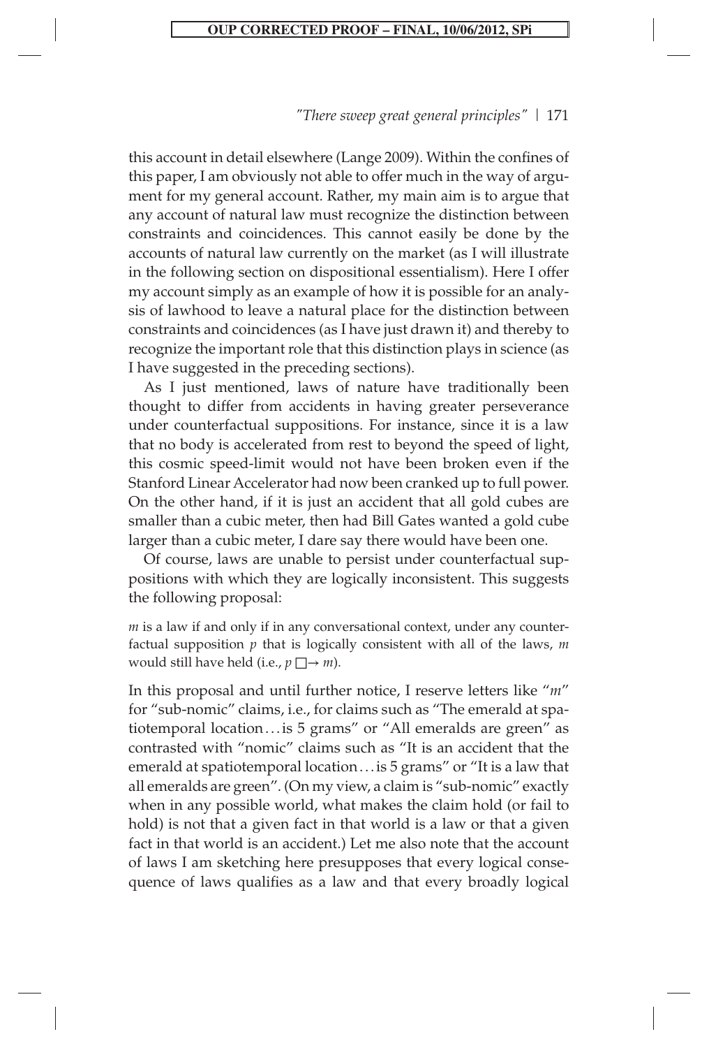this account in detail elsewhere (Lange 2009). Within the confines of this paper, I am obviously not able to offer much in the way of argument for my general account. Rather, my main aim is to argue that any account of natural law must recognize the distinction between constraints and coincidences. This cannot easily be done by the accounts of natural law currently on the market (as I will illustrate in the following section on dispositional essentialism). Here I offer my account simply as an example of how it is possible for an analysis of lawhood to leave a natural place for the distinction between constraints and coincidences (as I have just drawn it) and thereby to recognize the important role that this distinction plays in science (as I have suggested in the preceding sections).

As I just mentioned, laws of nature have traditionally been thought to differ from accidents in having greater perseverance under counterfactual suppositions. For instance, since it is a law that no body is accelerated from rest to beyond the speed of light, this cosmic speed-limit would not have been broken even if the Stanford Linear Accelerator had now been cranked up to full power. On the other hand, if it is just an accident that all gold cubes are smaller than a cubic meter, then had Bill Gates wanted a gold cube larger than a cubic meter, I dare say there would have been one.

Of course, laws are unable to persist under counterfactual suppositions with which they are logically inconsistent. This suggests the following proposal:

> *m* is a law if and only if in any conversational context, under any counterfactual supposition *p* that is logically consistent with all of the laws, *m* would still have held (i.e., $p \,\Box\!\!\rightarrow m$).

In this proposal and until further notice, I reserve letters like "*m*" for "sub-nomic" claims, i.e., for claims such as "The emerald at spatiotemporal location... is 5 grams" or "All emeralds are green" as contrasted with "nomic" claims such as "It is an accident that the emerald at spatiotemporal location... is 5 grams" or "It is a law that all emeralds are green". (On my view, a claim is "sub-nomic" exactly when in any possible world, what makes the claim hold (or fail to hold) is not that a given fact in that world is a law or that a given fact in that world is an accident.) Let me also note that the account of laws I am sketching here presupposes that every logical consequence of laws qualifies as a law and that every broadly logical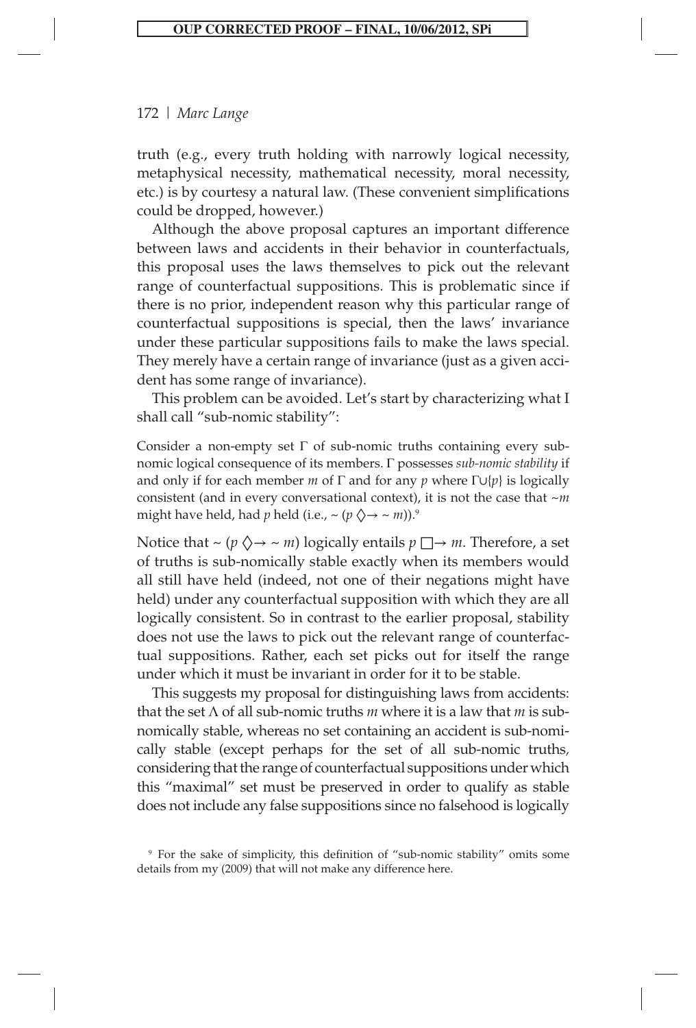truth (e.g., every truth holding with narrowly logical necessity, metaphysical necessity, mathematical necessity, moral necessity, etc.) is by courtesy a natural law. (These convenient simplifications could be dropped, however.)

Although the above proposal captures an important difference between laws and accidents in their behavior in counterfactuals, this proposal uses the laws themselves to pick out the relevant range of counterfactual suppositions. This is problematic since if there is no prior, independent reason why this particular range of counterfactual suppositions is special, then the laws' invariance under these particular suppositions fails to make the laws special. They merely have a certain range of invariance (just as a given accident has some range of invariance).

This problem can be avoided. Let's start by characterizing what I shall call "sub-nomic stability":

> Consider a non-empty set $\Gamma$ of sub-nomic truths containing every sub-nomic logical consequence of its members. $\Gamma$ possesses *sub-nomic stability* if and only if for each member $m$ of $\Gamma$ and for any $p$ where $\Gamma \cup \{p\}$ is logically consistent (and in every conversational context), it is not the case that $\sim m$ might have held, had $p$ held (i.e., $\sim (p \Diamond\!\!\rightarrow \sim m)$).[9]

Notice that $\sim (p \Diamond\!\!\rightarrow \sim m)$ logically entails $p \Box\!\!\rightarrow m$. Therefore, a set of truths is sub-nomically stable exactly when its members would all still have held (indeed, not one of their negations might have held) under any counterfactual supposition with which they are all logically consistent. So in contrast to the earlier proposal, stability does not use the laws to pick out the relevant range of counterfactual suppositions. Rather, each set picks out for itself the range under which it must be invariant in order for it to be stable.

This suggests my proposal for distinguishing laws from accidents: that the set $\Lambda$ of all sub-nomic truths $m$ where it is a law that $m$ is sub-nomically stable, whereas no set containing an accident is sub-nomically stable (except perhaps for the set of all sub-nomic truths, considering that the range of counterfactual suppositions under which this "maximal" set must be preserved in order to qualify as stable does not include any false suppositions since no falsehood is logically

[9] For the sake of simplicity, this definition of "sub-nomic stability" omits some details from my (2009) that will not make any difference here.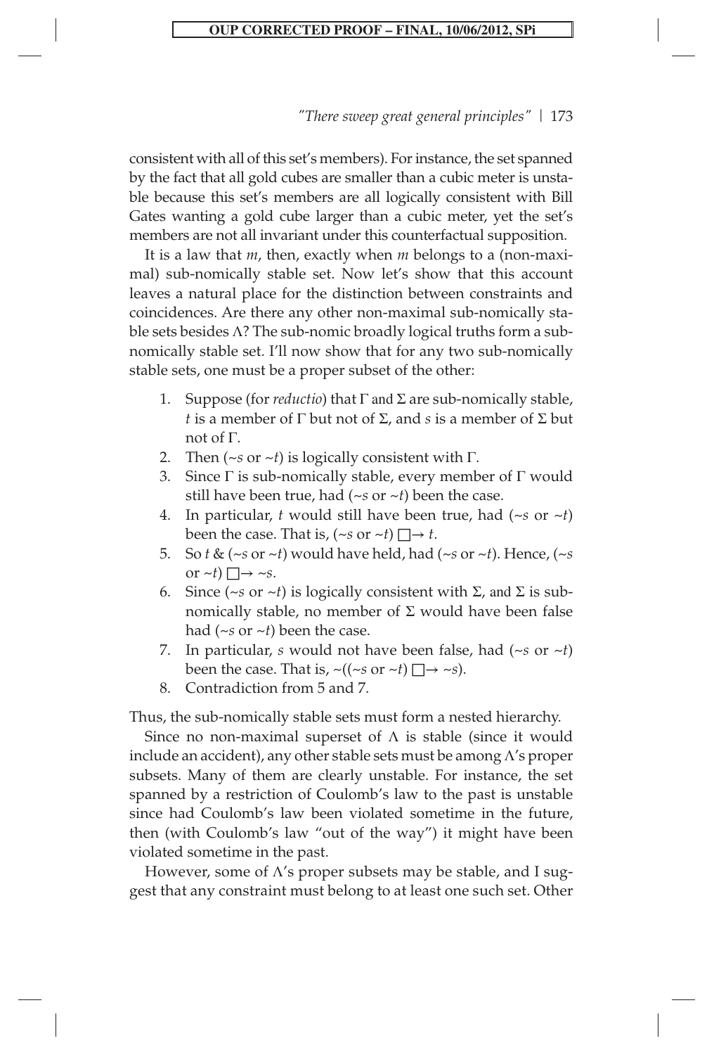consistent with all of this set's members). For instance, the set spanned by the fact that all gold cubes are smaller than a cubic meter is unstable because this set's members are all logically consistent with Bill Gates wanting a gold cube larger than a cubic meter, yet the set's members are not all invariant under this counterfactual supposition.

It is a law that *m*, then, exactly when *m* belongs to a (non-maximal) sub-nomically stable set. Now let's show that this account leaves a natural place for the distinction between constraints and coincidences. Are there any other non-maximal sub-nomically stable sets besides Λ? The sub-nomic broadly logical truths form a sub-nomically stable set. I'll now show that for any two sub-nomically stable sets, one must be a proper subset of the other:

1. Suppose (for *reductio*) that Γ and Σ are sub-nomically stable, *t* is a member of Γ but not of Σ, and *s* is a member of Σ but not of Γ.
2. Then (~*s* or ~*t*) is logically consistent with Γ.
3. Since Γ is sub-nomically stable, every member of Γ would still have been true, had (~*s* or ~*t*) been the case.
4. In particular, *t* would still have been true, had (~*s* or ~*t*) been the case. That is, (~*s* or ~*t*) □→ *t*.
5. So *t* & (~*s* or ~*t*) would have held, had (~*s* or ~*t*). Hence, (~*s* or ~*t*) □→ ~*s*.
6. Since (~*s* or ~*t*) is logically consistent with Σ, and Σ is sub-nomically stable, no member of Σ would have been false had (~*s* or ~*t*) been the case.
7. In particular, *s* would not have been false, had (~*s* or ~*t*) been the case. That is, ~((~*s* or ~*t*) □→ ~*s*).
8. Contradiction from 5 and 7.

Thus, the sub-nomically stable sets must form a nested hierarchy.

Since no non-maximal superset of Λ is stable (since it would include an accident), any other stable sets must be among Λ's proper subsets. Many of them are clearly unstable. For instance, the set spanned by a restriction of Coulomb's law to the past is unstable since had Coulomb's law been violated sometime in the future, then (with Coulomb's law "out of the way") it might have been violated sometime in the past.

However, some of Λ's proper subsets may be stable, and I suggest that any constraint must belong to at least one such set. Other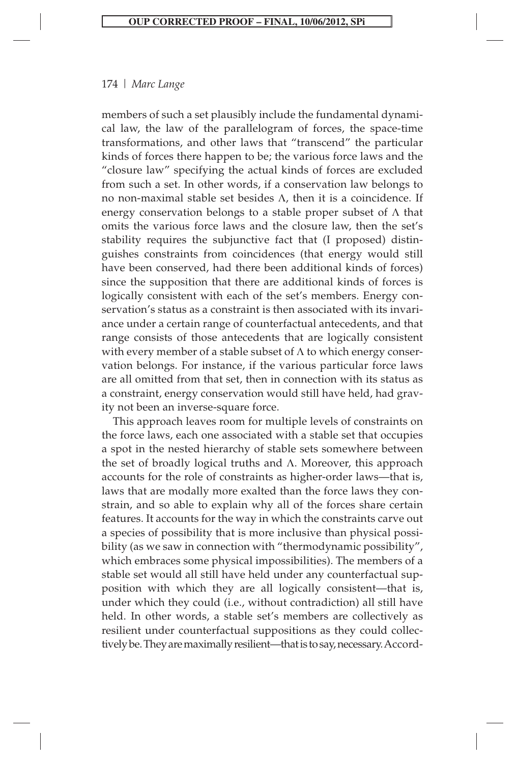members of such a set plausibly include the fundamental dynamical law, the law of the parallelogram of forces, the space-time transformations, and other laws that "transcend" the particular kinds of forces there happen to be; the various force laws and the "closure law" specifying the actual kinds of forces are excluded from such a set. In other words, if a conservation law belongs to no non-maximal stable set besides $\Lambda$, then it is a coincidence. If energy conservation belongs to a stable proper subset of $\Lambda$ that omits the various force laws and the closure law, then the set's stability requires the subjunctive fact that (I proposed) distinguishes constraints from coincidences (that energy would still have been conserved, had there been additional kinds of forces) since the supposition that there are additional kinds of forces is logically consistent with each of the set's members. Energy conservation's status as a constraint is then associated with its invariance under a certain range of counterfactual antecedents, and that range consists of those antecedents that are logically consistent with every member of a stable subset of $\Lambda$ to which energy conservation belongs. For instance, if the various particular force laws are all omitted from that set, then in connection with its status as a constraint, energy conservation would still have held, had gravity not been an inverse-square force.

This approach leaves room for multiple levels of constraints on the force laws, each one associated with a stable set that occupies a spot in the nested hierarchy of stable sets somewhere between the set of broadly logical truths and $\Lambda$. Moreover, this approach accounts for the role of constraints as higher-order laws—that is, laws that are modally more exalted than the force laws they constrain, and so able to explain why all of the forces share certain features. It accounts for the way in which the constraints carve out a species of possibility that is more inclusive than physical possibility (as we saw in connection with "thermodynamic possibility", which embraces some physical impossibilities). The members of a stable set would all still have held under any counterfactual supposition with which they are all logically consistent—that is, under which they could (i.e., without contradiction) all still have held. In other words, a stable set's members are collectively as resilient under counterfactual suppositions as they could collectively be. They are maximally resilient—that is to say, necessary. Accord-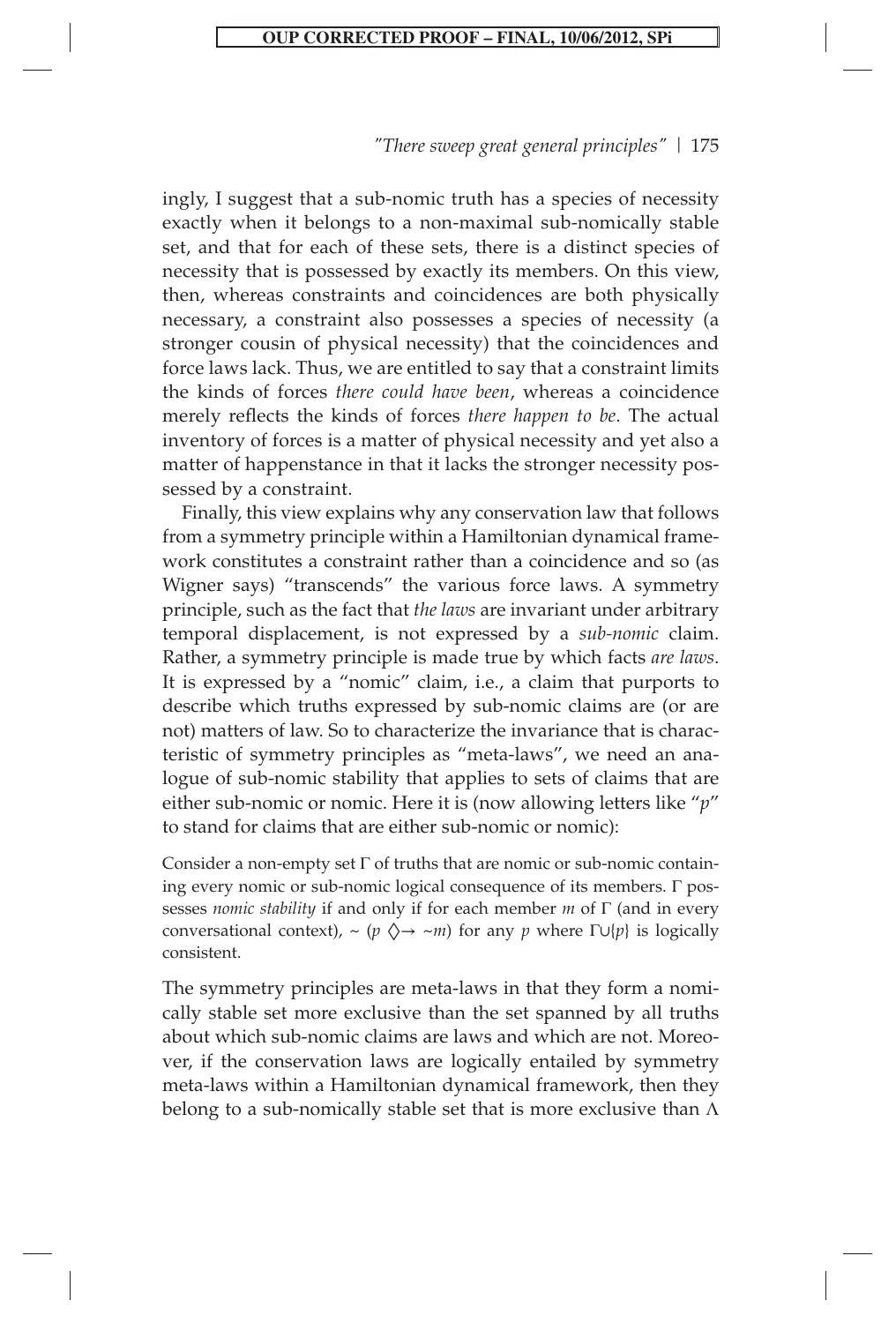ingly, I suggest that a sub-nomic truth has a species of necessity exactly when it belongs to a non-maximal sub-nomically stable set, and that for each of these sets, there is a distinct species of necessity that is possessed by exactly its members. On this view, then, whereas constraints and coincidences are both physically necessary, a constraint also possesses a species of necessity (a stronger cousin of physical necessity) that the coincidences and force laws lack. Thus, we are entitled to say that a constraint limits the kinds of forces *there could have been*, whereas a coincidence merely reflects the kinds of forces *there happen to be*. The actual inventory of forces is a matter of physical necessity and yet also a matter of happenstance in that it lacks the stronger necessity possessed by a constraint.

Finally, this view explains why any conservation law that follows from a symmetry principle within a Hamiltonian dynamical framework constitutes a constraint rather than a coincidence and so (as Wigner says) "transcends" the various force laws. A symmetry principle, such as the fact that *the laws* are invariant under arbitrary temporal displacement, is not expressed by a *sub-nomic* claim. Rather, a symmetry principle is made true by which facts *are laws*. It is expressed by a "nomic" claim, i.e., a claim that purports to describe which truths expressed by sub-nomic claims are (or are not) matters of law. So to characterize the invariance that is characteristic of symmetry principles as "meta-laws", we need an analogue of sub-nomic stability that applies to sets of claims that are either sub-nomic or nomic. Here it is (now allowing letters like "*p*" to stand for claims that are either sub-nomic or nomic):

Consider a non-empty set $\Gamma$ of truths that are nomic or sub-nomic containing every nomic or sub-nomic logical consequence of its members. $\Gamma$ possesses *nomic stability* if and only if for each member $m$ of $\Gamma$ (and in every conversational context), $\sim (p \Diamond\!\!\rightarrow \sim m)$ for any $p$ where $\Gamma \cup \{p\}$ is logically consistent.

The symmetry principles are meta-laws in that they form a nomically stable set more exclusive than the set spanned by all truths about which sub-nomic claims are laws and which are not. Moreover, if the conservation laws are logically entailed by symmetry meta-laws within a Hamiltonian dynamical framework, then they belong to a sub-nomically stable set that is more exclusive than $\Lambda$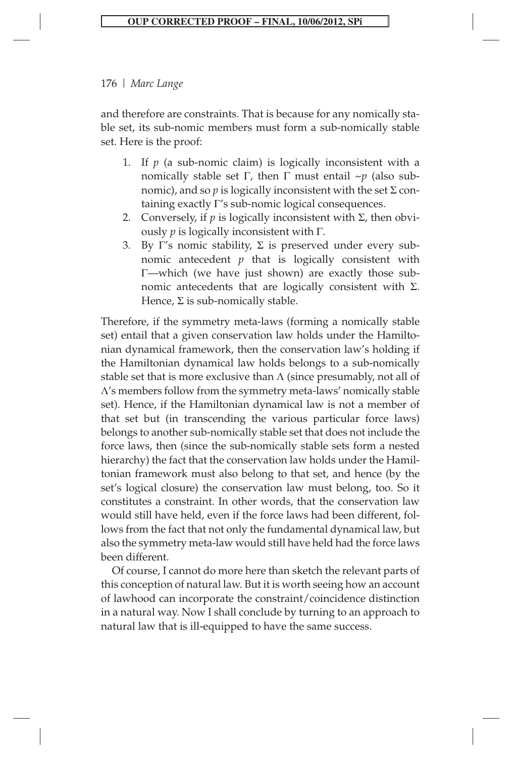and therefore are constraints. That is because for any nomically stable set, its sub-nomic members must form a sub-nomically stable set. Here is the proof:

1. If $p$ (a sub-nomic claim) is logically inconsistent with a nomically stable set $\Gamma$, then $\Gamma$ must entail $\sim p$ (also sub-nomic), and so $p$ is logically inconsistent with the set $\Sigma$ containing exactly $\Gamma$'s sub-nomic logical consequences.
2. Conversely, if $p$ is logically inconsistent with $\Sigma$, then obviously $p$ is logically inconsistent with $\Gamma$.
3. By $\Gamma$'s nomic stability, $\Sigma$ is preserved under every sub-nomic antecedent $p$ that is logically consistent with $\Gamma$—which (we have just shown) are exactly those sub-nomic antecedents that are logically consistent with $\Sigma$. Hence, $\Sigma$ is sub-nomically stable.

Therefore, if the symmetry meta-laws (forming a nomically stable set) entail that a given conservation law holds under the Hamiltonian dynamical framework, then the conservation law's holding if the Hamiltonian dynamical law holds belongs to a sub-nomically stable set that is more exclusive than $\Lambda$ (since presumably, not all of $\Lambda$'s members follow from the symmetry meta-laws' nomically stable set). Hence, if the Hamiltonian dynamical law is not a member of that set but (in transcending the various particular force laws) belongs to another sub-nomically stable set that does not include the force laws, then (since the sub-nomically stable sets form a nested hierarchy) the fact that the conservation law holds under the Hamiltonian framework must also belong to that set, and hence (by the set's logical closure) the conservation law must belong, too. So it constitutes a constraint. In other words, that the conservation law would still have held, even if the force laws had been different, follows from the fact that not only the fundamental dynamical law, but also the symmetry meta-law would still have held had the force laws been different.

Of course, I cannot do more here than sketch the relevant parts of this conception of natural law. But it is worth seeing how an account of lawhood can incorporate the constraint/coincidence distinction in a natural way. Now I shall conclude by turning to an approach to natural law that is ill-equipped to have the same success.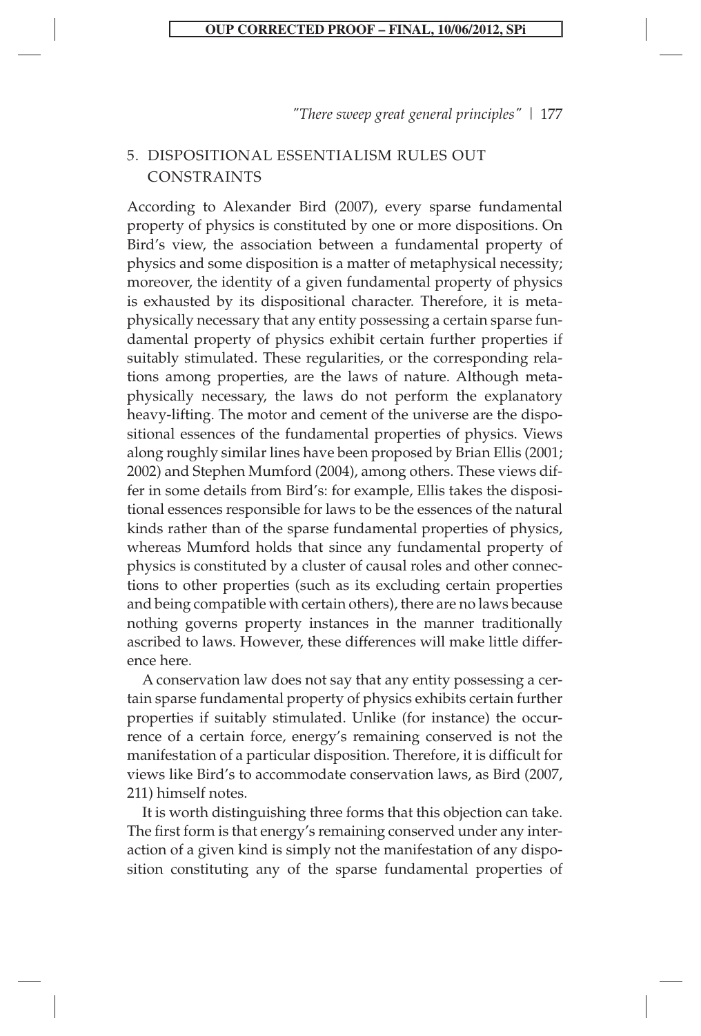## 5. DISPOSITIONAL ESSENTIALISM RULES OUT CONSTRAINTS

According to Alexander Bird (2007), every sparse fundamental property of physics is constituted by one or more dispositions. On Bird's view, the association between a fundamental property of physics and some disposition is a matter of metaphysical necessity; moreover, the identity of a given fundamental property of physics is exhausted by its dispositional character. Therefore, it is metaphysically necessary that any entity possessing a certain sparse fundamental property of physics exhibit certain further properties if suitably stimulated. These regularities, or the corresponding relations among properties, are the laws of nature. Although metaphysically necessary, the laws do not perform the explanatory heavy-lifting. The motor and cement of the universe are the dispositional essences of the fundamental properties of physics. Views along roughly similar lines have been proposed by Brian Ellis (2001; 2002) and Stephen Mumford (2004), among others. These views differ in some details from Bird's: for example, Ellis takes the dispositional essences responsible for laws to be the essences of the natural kinds rather than of the sparse fundamental properties of physics, whereas Mumford holds that since any fundamental property of physics is constituted by a cluster of causal roles and other connections to other properties (such as its excluding certain properties and being compatible with certain others), there are no laws because nothing governs property instances in the manner traditionally ascribed to laws. However, these differences will make little difference here.

A conservation law does not say that any entity possessing a certain sparse fundamental property of physics exhibits certain further properties if suitably stimulated. Unlike (for instance) the occurrence of a certain force, energy's remaining conserved is not the manifestation of a particular disposition. Therefore, it is difficult for views like Bird's to accommodate conservation laws, as Bird (2007, 211) himself notes.

It is worth distinguishing three forms that this objection can take. The first form is that energy's remaining conserved under any interaction of a given kind is simply not the manifestation of any disposition constituting any of the sparse fundamental properties of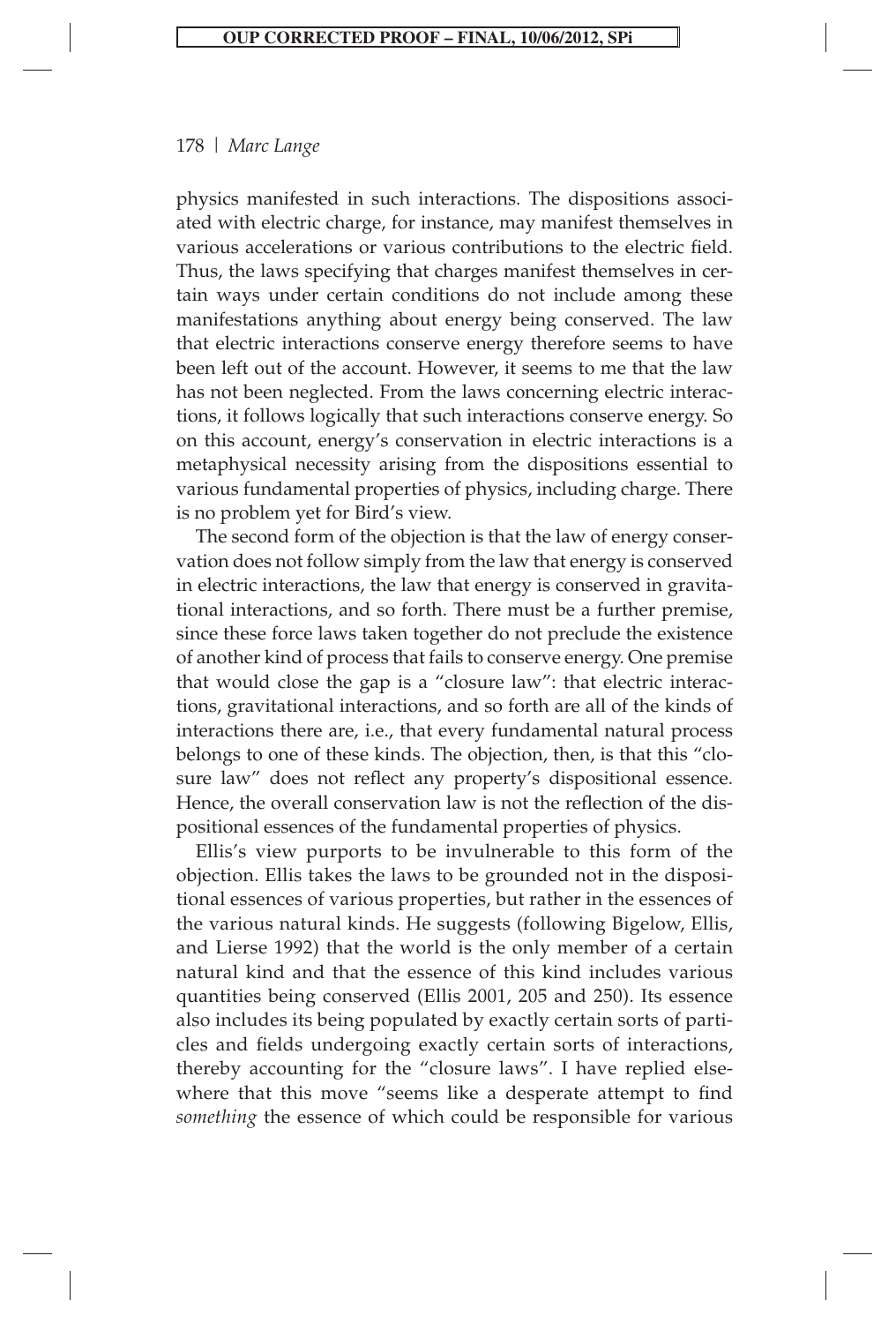physics manifested in such interactions. The dispositions associated with electric charge, for instance, may manifest themselves in various accelerations or various contributions to the electric field. Thus, the laws specifying that charges manifest themselves in certain ways under certain conditions do not include among these manifestations anything about energy being conserved. The law that electric interactions conserve energy therefore seems to have been left out of the account. However, it seems to me that the law has not been neglected. From the laws concerning electric interactions, it follows logically that such interactions conserve energy. So on this account, energy's conservation in electric interactions is a metaphysical necessity arising from the dispositions essential to various fundamental properties of physics, including charge. There is no problem yet for Bird's view.

The second form of the objection is that the law of energy conservation does not follow simply from the law that energy is conserved in electric interactions, the law that energy is conserved in gravitational interactions, and so forth. There must be a further premise, since these force laws taken together do not preclude the existence of another kind of process that fails to conserve energy. One premise that would close the gap is a "closure law": that electric interactions, gravitational interactions, and so forth are all of the kinds of interactions there are, i.e., that every fundamental natural process belongs to one of these kinds. The objection, then, is that this "closure law" does not reflect any property's dispositional essence. Hence, the overall conservation law is not the reflection of the dispositional essences of the fundamental properties of physics.

Ellis's view purports to be invulnerable to this form of the objection. Ellis takes the laws to be grounded not in the dispositional essences of various properties, but rather in the essences of the various natural kinds. He suggests (following Bigelow, Ellis, and Lierse 1992) that the world is the only member of a certain natural kind and that the essence of this kind includes various quantities being conserved (Ellis 2001, 205 and 250). Its essence also includes its being populated by exactly certain sorts of particles and fields undergoing exactly certain sorts of interactions, thereby accounting for the "closure laws". I have replied elsewhere that this move "seems like a desperate attempt to find *something* the essence of which could be responsible for various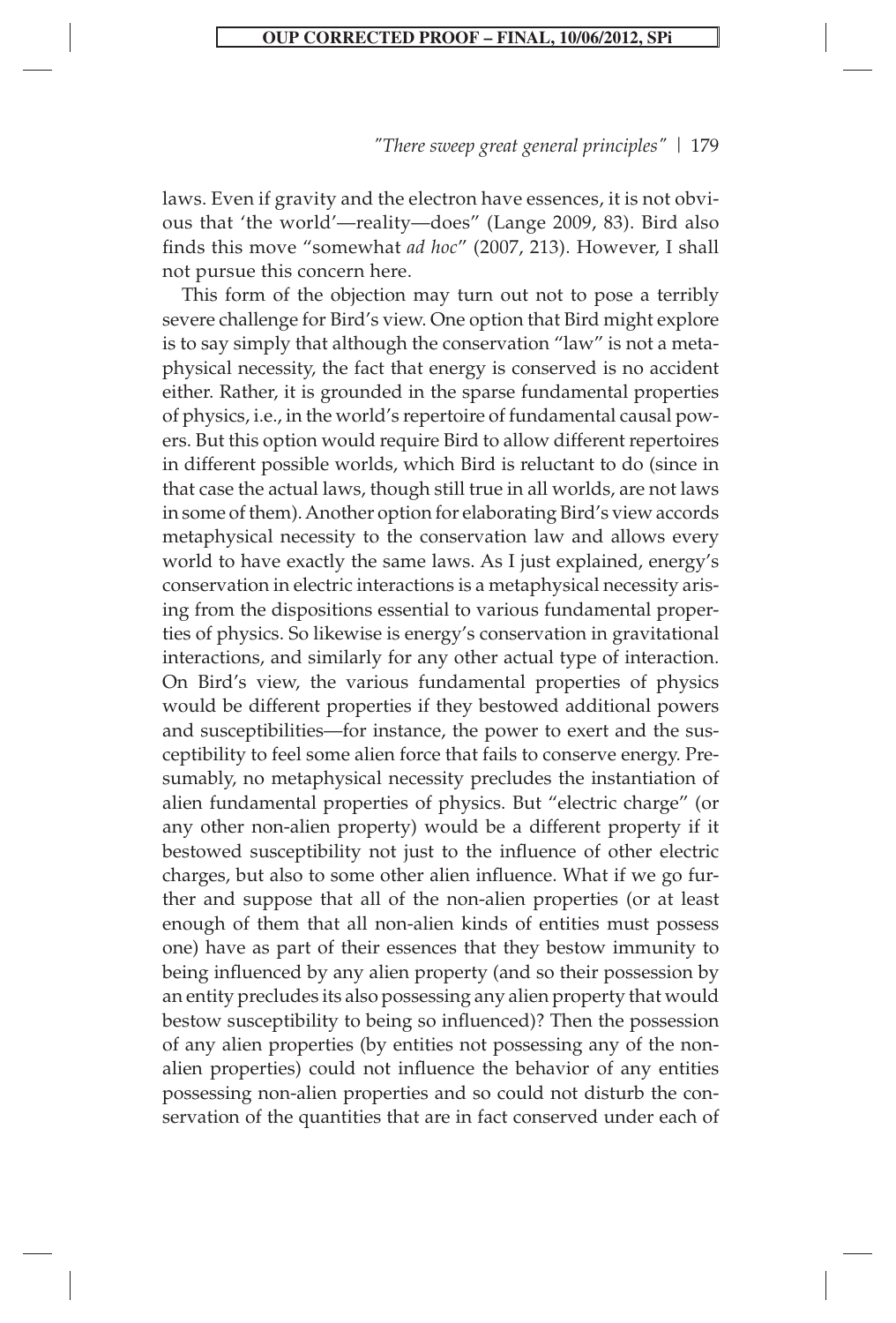laws. Even if gravity and the electron have essences, it is not obvious that 'the world'—reality—does" (Lange 2009, 83). Bird also finds this move "somewhat *ad hoc*" (2007, 213). However, I shall not pursue this concern here.

This form of the objection may turn out not to pose a terribly severe challenge for Bird's view. One option that Bird might explore is to say simply that although the conservation "law" is not a metaphysical necessity, the fact that energy is conserved is no accident either. Rather, it is grounded in the sparse fundamental properties of physics, i.e., in the world's repertoire of fundamental causal powers. But this option would require Bird to allow different repertoires in different possible worlds, which Bird is reluctant to do (since in that case the actual laws, though still true in all worlds, are not laws in some of them). Another option for elaborating Bird's view accords metaphysical necessity to the conservation law and allows every world to have exactly the same laws. As I just explained, energy's conservation in electric interactions is a metaphysical necessity arising from the dispositions essential to various fundamental properties of physics. So likewise is energy's conservation in gravitational interactions, and similarly for any other actual type of interaction. On Bird's view, the various fundamental properties of physics would be different properties if they bestowed additional powers and susceptibilities—for instance, the power to exert and the susceptibility to feel some alien force that fails to conserve energy. Presumably, no metaphysical necessity precludes the instantiation of alien fundamental properties of physics. But "electric charge" (or any other non-alien property) would be a different property if it bestowed susceptibility not just to the influence of other electric charges, but also to some other alien influence. What if we go further and suppose that all of the non-alien properties (or at least enough of them that all non-alien kinds of entities must possess one) have as part of their essences that they bestow immunity to being influenced by any alien property (and so their possession by an entity precludes its also possessing any alien property that would bestow susceptibility to being so influenced)? Then the possession of any alien properties (by entities not possessing any of the non-alien properties) could not influence the behavior of any entities possessing non-alien properties and so could not disturb the conservation of the quantities that are in fact conserved under each of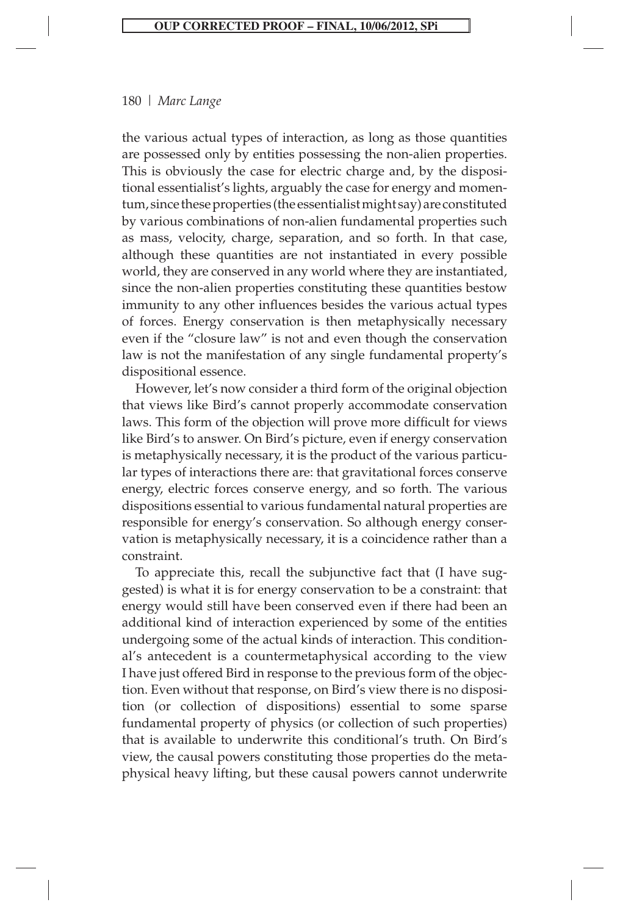the various actual types of interaction, as long as those quantities are possessed only by entities possessing the non-alien properties. This is obviously the case for electric charge and, by the dispositional essentialist's lights, arguably the case for energy and momentum, since these properties (the essentialist might say) are constituted by various combinations of non-alien fundamental properties such as mass, velocity, charge, separation, and so forth. In that case, although these quantities are not instantiated in every possible world, they are conserved in any world where they are instantiated, since the non-alien properties constituting these quantities bestow immunity to any other influences besides the various actual types of forces. Energy conservation is then metaphysically necessary even if the "closure law" is not and even though the conservation law is not the manifestation of any single fundamental property's dispositional essence.

However, let's now consider a third form of the original objection that views like Bird's cannot properly accommodate conservation laws. This form of the objection will prove more difficult for views like Bird's to answer. On Bird's picture, even if energy conservation is metaphysically necessary, it is the product of the various particular types of interactions there are: that gravitational forces conserve energy, electric forces conserve energy, and so forth. The various dispositions essential to various fundamental natural properties are responsible for energy's conservation. So although energy conservation is metaphysically necessary, it is a coincidence rather than a constraint.

To appreciate this, recall the subjunctive fact that (I have suggested) is what it is for energy conservation to be a constraint: that energy would still have been conserved even if there had been an additional kind of interaction experienced by some of the entities undergoing some of the actual kinds of interaction. This conditional's antecedent is a countermetaphysical according to the view I have just offered Bird in response to the previous form of the objection. Even without that response, on Bird's view there is no disposition (or collection of dispositions) essential to some sparse fundamental property of physics (or collection of such properties) that is available to underwrite this conditional's truth. On Bird's view, the causal powers constituting those properties do the metaphysical heavy lifting, but these causal powers cannot underwrite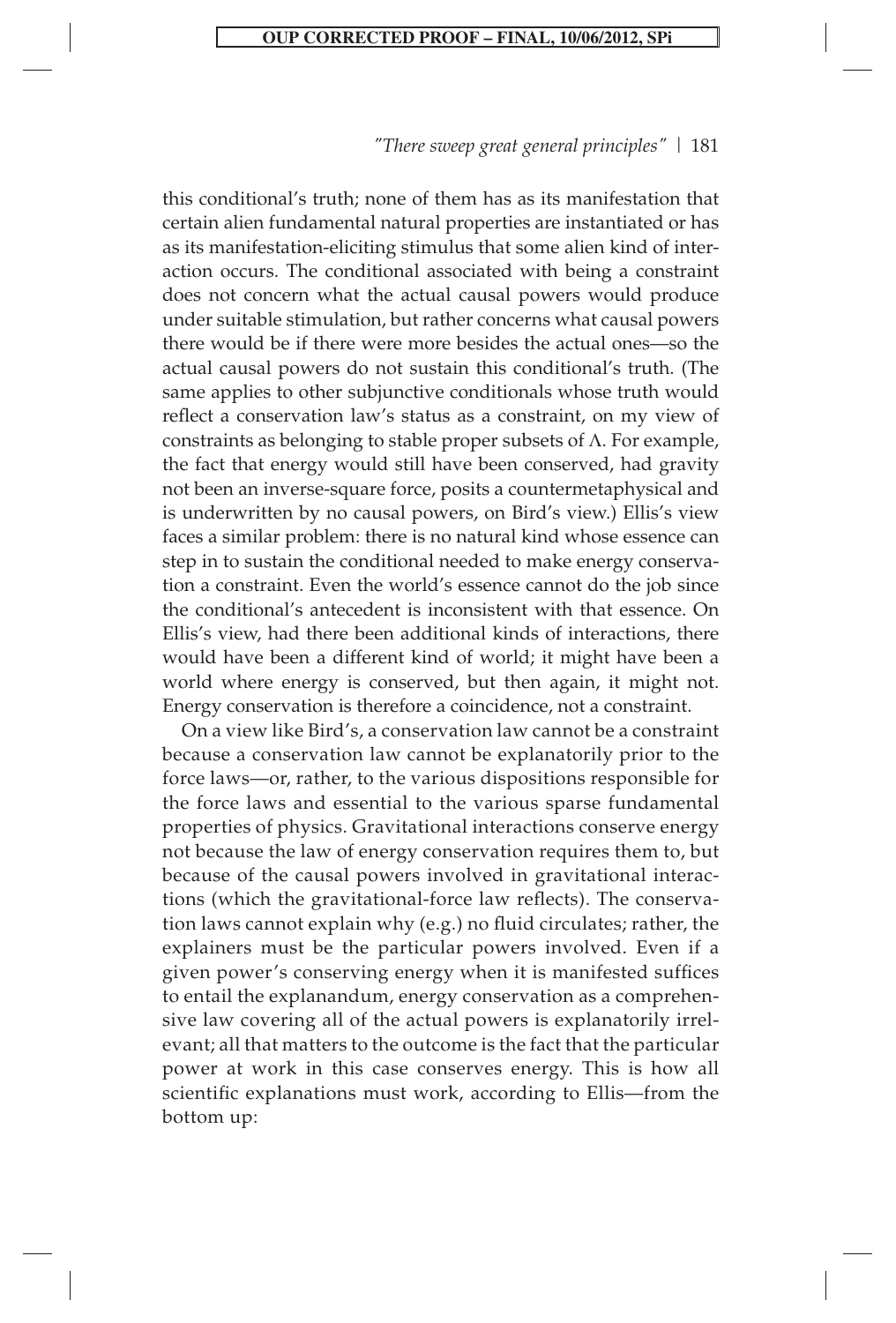this conditional's truth; none of them has as its manifestation that certain alien fundamental natural properties are instantiated or has as its manifestation-eliciting stimulus that some alien kind of interaction occurs. The conditional associated with being a constraint does not concern what the actual causal powers would produce under suitable stimulation, but rather concerns what causal powers there would be if there were more besides the actual ones—so the actual causal powers do not sustain this conditional's truth. (The same applies to other subjunctive conditionals whose truth would reflect a conservation law's status as a constraint, on my view of constraints as belonging to stable proper subsets of $\Lambda$. For example, the fact that energy would still have been conserved, had gravity not been an inverse-square force, posits a countermetaphysical and is underwritten by no causal powers, on Bird's view.) Ellis's view faces a similar problem: there is no natural kind whose essence can step in to sustain the conditional needed to make energy conservation a constraint. Even the world's essence cannot do the job since the conditional's antecedent is inconsistent with that essence. On Ellis's view, had there been additional kinds of interactions, there would have been a different kind of world; it might have been a world where energy is conserved, but then again, it might not. Energy conservation is therefore a coincidence, not a constraint.

On a view like Bird's, a conservation law cannot be a constraint because a conservation law cannot be explanatorily prior to the force laws—or, rather, to the various dispositions responsible for the force laws and essential to the various sparse fundamental properties of physics. Gravitational interactions conserve energy not because the law of energy conservation requires them to, but because of the causal powers involved in gravitational interactions (which the gravitational-force law reflects). The conservation laws cannot explain why (e.g.) no fluid circulates; rather, the explainers must be the particular powers involved. Even if a given power's conserving energy when it is manifested suffices to entail the explanandum, energy conservation as a comprehensive law covering all of the actual powers is explanatorily irrelevant; all that matters to the outcome is the fact that the particular power at work in this case conserves energy. This is how all scientific explanations must work, according to Ellis—from the bottom up: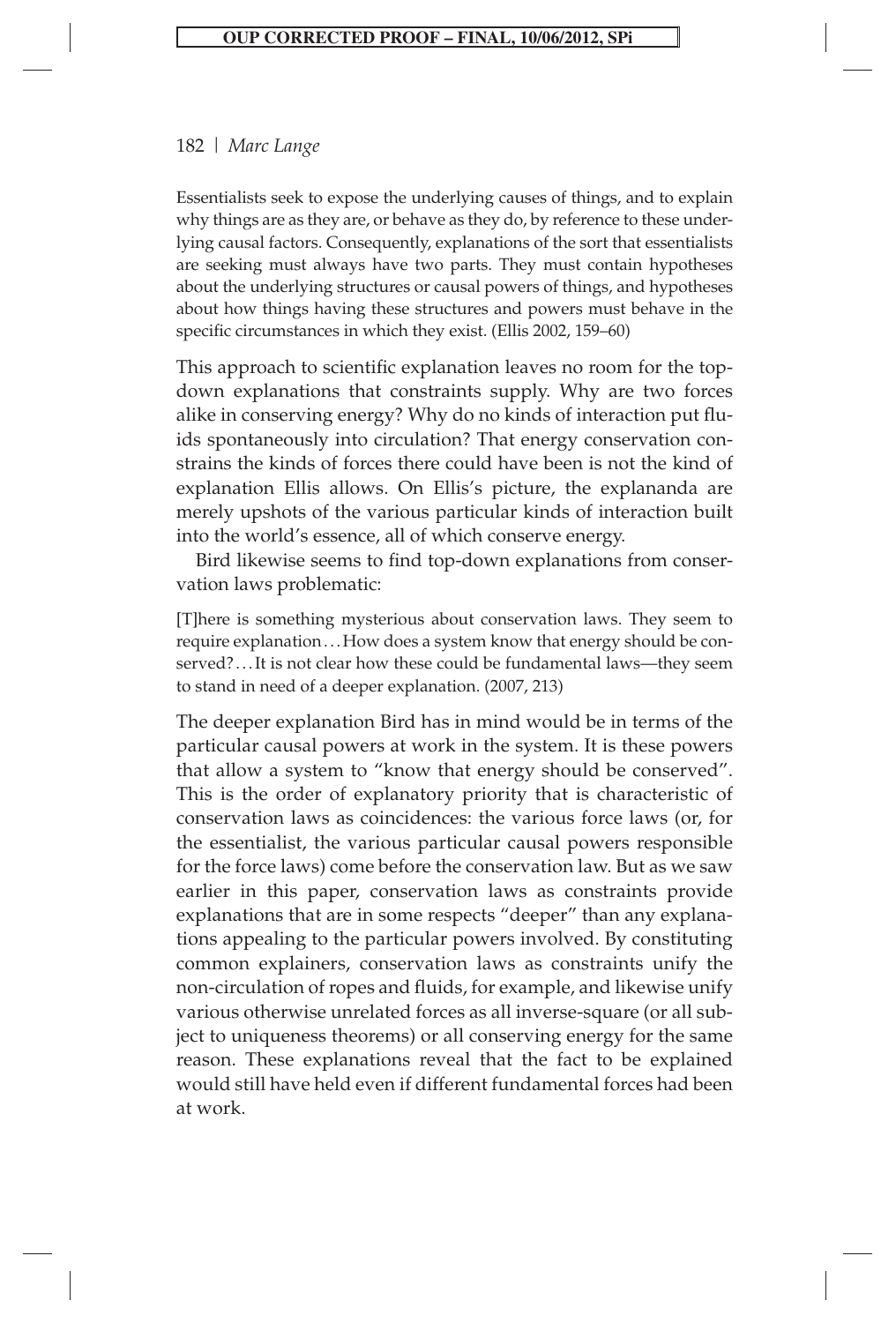> Essentialists seek to expose the underlying causes of things, and to explain why things are as they are, or behave as they do, by reference to these underlying causal factors. Consequently, explanations of the sort that essentialists are seeking must always have two parts. They must contain hypotheses about the underlying structures or causal powers of things, and hypotheses about how things having these structures and powers must behave in the specific circumstances in which they exist. (Ellis 2002, 159–60)

This approach to scientific explanation leaves no room for the top-down explanations that constraints supply. Why are two forces alike in conserving energy? Why do no kinds of interaction put fluids spontaneously into circulation? That energy conservation constrains the kinds of forces there could have been is not the kind of explanation Ellis allows. On Ellis's picture, the explananda are merely upshots of the various particular kinds of interaction built into the world's essence, all of which conserve energy.

Bird likewise seems to find top-down explanations from conservation laws problematic:

> [T]here is something mysterious about conservation laws. They seem to require explanation . . . How does a system know that energy should be conserved? . . . It is not clear how these could be fundamental laws—they seem to stand in need of a deeper explanation. (2007, 213)

The deeper explanation Bird has in mind would be in terms of the particular causal powers at work in the system. It is these powers that allow a system to "know that energy should be conserved". This is the order of explanatory priority that is characteristic of conservation laws as coincidences: the various force laws (or, for the essentialist, the various particular causal powers responsible for the force laws) come before the conservation law. But as we saw earlier in this paper, conservation laws as constraints provide explanations that are in some respects "deeper" than any explanations appealing to the particular powers involved. By constituting common explainers, conservation laws as constraints unify the non-circulation of ropes and fluids, for example, and likewise unify various otherwise unrelated forces as all inverse-square (or all subject to uniqueness theorems) or all conserving energy for the same reason. These explanations reveal that the fact to be explained would still have held even if different fundamental forces had been at work.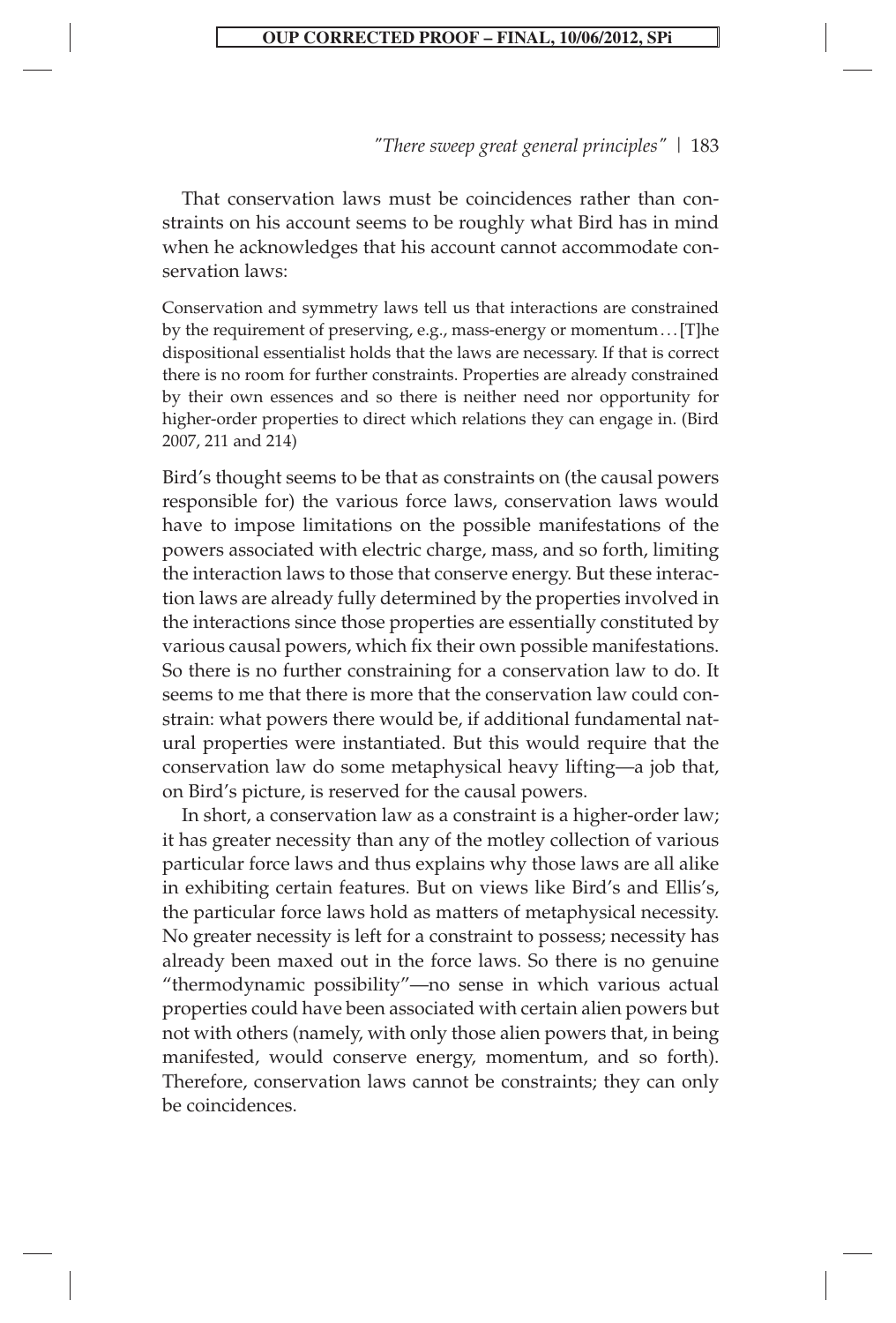That conservation laws must be coincidences rather than constraints on his account seems to be roughly what Bird has in mind when he acknowledges that his account cannot accommodate conservation laws:

> Conservation and symmetry laws tell us that interactions are constrained by the requirement of preserving, e.g., mass-energy or momentum…[T]he dispositional essentialist holds that the laws are necessary. If that is correct there is no room for further constraints. Properties are already constrained by their own essences and so there is neither need nor opportunity for higher-order properties to direct which relations they can engage in. (Bird 2007, 211 and 214)

Bird's thought seems to be that as constraints on (the causal powers responsible for) the various force laws, conservation laws would have to impose limitations on the possible manifestations of the powers associated with electric charge, mass, and so forth, limiting the interaction laws to those that conserve energy. But these interaction laws are already fully determined by the properties involved in the interactions since those properties are essentially constituted by various causal powers, which fix their own possible manifestations. So there is no further constraining for a conservation law to do. It seems to me that there is more that the conservation law could constrain: what powers there would be, if additional fundamental natural properties were instantiated. But this would require that the conservation law do some metaphysical heavy lifting—a job that, on Bird's picture, is reserved for the causal powers.

In short, a conservation law as a constraint is a higher-order law; it has greater necessity than any of the motley collection of various particular force laws and thus explains why those laws are all alike in exhibiting certain features. But on views like Bird's and Ellis's, the particular force laws hold as matters of metaphysical necessity. No greater necessity is left for a constraint to possess; necessity has already been maxed out in the force laws. So there is no genuine "thermodynamic possibility"—no sense in which various actual properties could have been associated with certain alien powers but not with others (namely, with only those alien powers that, in being manifested, would conserve energy, momentum, and so forth). Therefore, conservation laws cannot be constraints; they can only be coincidences.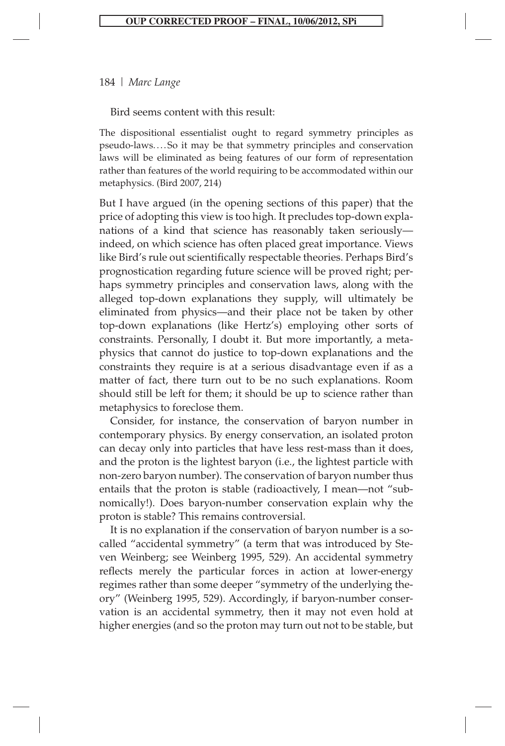Bird seems content with this result:

> The dispositional essentialist ought to regard symmetry principles as pseudo-laws. . . . So it may be that symmetry principles and conservation laws will be eliminated as being features of our form of representation rather than features of the world requiring to be accommodated within our metaphysics. (Bird 2007, 214)

But I have argued (in the opening sections of this paper) that the price of adopting this view is too high. It precludes top-down explanations of a kind that science has reasonably taken seriously—indeed, on which science has often placed great importance. Views like Bird's rule out scientifically respectable theories. Perhaps Bird's prognostication regarding future science will be proved right; perhaps symmetry principles and conservation laws, along with the alleged top-down explanations they supply, will ultimately be eliminated from physics—and their place not be taken by other top-down explanations (like Hertz's) employing other sorts of constraints. Personally, I doubt it. But more importantly, a metaphysics that cannot do justice to top-down explanations and the constraints they require is at a serious disadvantage even if as a matter of fact, there turn out to be no such explanations. Room should still be left for them; it should be up to science rather than metaphysics to foreclose them.

Consider, for instance, the conservation of baryon number in contemporary physics. By energy conservation, an isolated proton can decay only into particles that have less rest-mass than it does, and the proton is the lightest baryon (i.e., the lightest particle with non-zero baryon number). The conservation of baryon number thus entails that the proton is stable (radioactively, I mean—not "subnomically!). Does baryon-number conservation explain why the proton is stable? This remains controversial.

It is no explanation if the conservation of baryon number is a so-called "accidental symmetry" (a term that was introduced by Steven Weinberg; see Weinberg 1995, 529). An accidental symmetry reflects merely the particular forces in action at lower-energy regimes rather than some deeper "symmetry of the underlying theory" (Weinberg 1995, 529). Accordingly, if baryon-number conservation is an accidental symmetry, then it may not even hold at higher energies (and so the proton may turn out not to be stable, but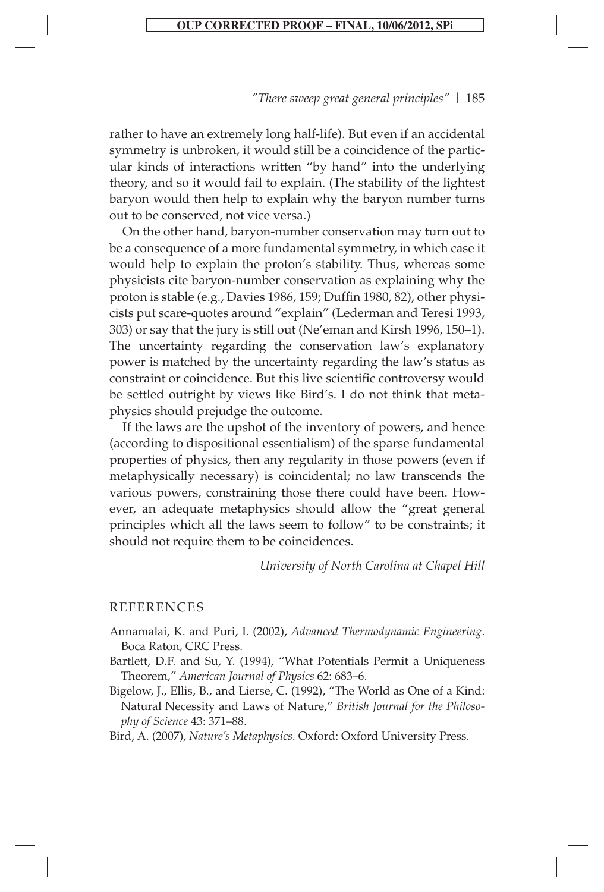rather to have an extremely long half-life). But even if an accidental symmetry is unbroken, it would still be a coincidence of the particular kinds of interactions written "by hand" into the underlying theory, and so it would fail to explain. (The stability of the lightest baryon would then help to explain why the baryon number turns out to be conserved, not vice versa.)

On the other hand, baryon-number conservation may turn out to be a consequence of a more fundamental symmetry, in which case it would help to explain the proton's stability. Thus, whereas some physicists cite baryon-number conservation as explaining why the proton is stable (e.g., Davies 1986, 159; Duffin 1980, 82), other physicists put scare-quotes around "explain" (Lederman and Teresi 1993, 303) or say that the jury is still out (Ne'eman and Kirsh 1996, 150–1). The uncertainty regarding the conservation law's explanatory power is matched by the uncertainty regarding the law's status as constraint or coincidence. But this live scientific controversy would be settled outright by views like Bird's. I do not think that metaphysics should prejudge the outcome.

If the laws are the upshot of the inventory of powers, and hence (according to dispositional essentialism) of the sparse fundamental properties of physics, then any regularity in those powers (even if metaphysically necessary) is coincidental; no law transcends the various powers, constraining those there could have been. However, an adequate metaphysics should allow the "great general principles which all the laws seem to follow" to be constraints; it should not require them to be coincidences.

*University of North Carolina at Chapel Hill*

## REFERENCES

Annamalai, K. and Puri, I. (2002), *Advanced Thermodynamic Engineering*. Boca Raton, CRC Press.

Bartlett, D.F. and Su, Y. (1994), "What Potentials Permit a Uniqueness Theorem," *American Journal of Physics* 62: 683–6.

Bigelow, J., Ellis, B., and Lierse, C. (1992), "The World as One of a Kind: Natural Necessity and Laws of Nature," *British Journal for the Philosophy of Science* 43: 371–88.

Bird, A. (2007), *Nature's Metaphysics*. Oxford: Oxford University Press.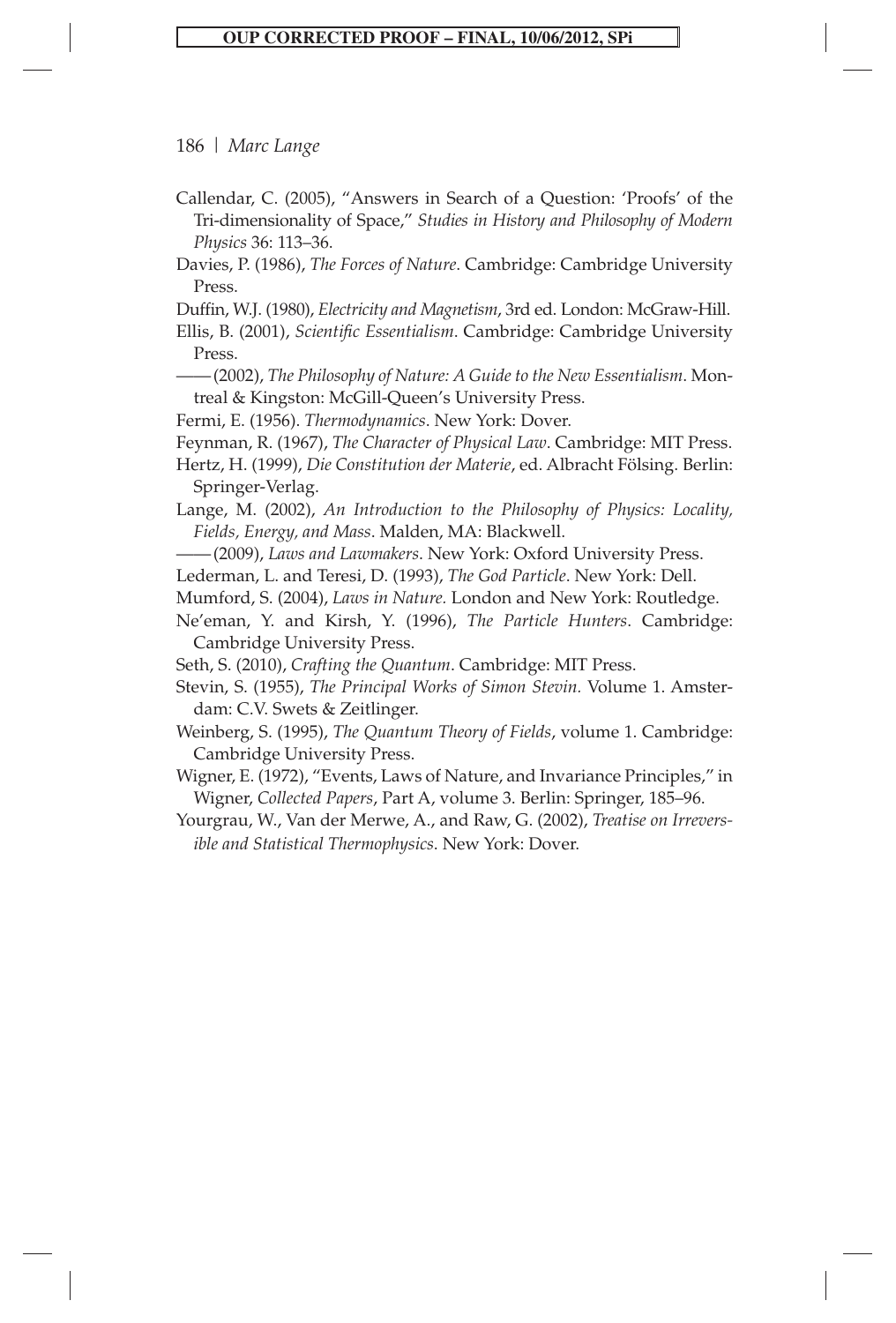Callendar, C. (2005), "Answers in Search of a Question: 'Proofs' of the Tri-dimensionality of Space," *Studies in History and Philosophy of Modern Physics* 36: 113–36.

Davies, P. (1986), *The Forces of Nature*. Cambridge: Cambridge University Press.

Duffin, W.J. (1980), *Electricity and Magnetism*, 3rd ed. London: McGraw-Hill.

Ellis, B. (2001), *Scientific Essentialism*. Cambridge: Cambridge University Press.

—— (2002), *The Philosophy of Nature: A Guide to the New Essentialism*. Montreal & Kingston: McGill-Queen's University Press.

Fermi, E. (1956). *Thermodynamics*. New York: Dover.

Feynman, R. (1967), *The Character of Physical Law*. Cambridge: MIT Press.

Hertz, H. (1999), *Die Constitution der Materie*, ed. Albracht Fölsing. Berlin: Springer-Verlag.

Lange, M. (2002), *An Introduction to the Philosophy of Physics: Locality, Fields, Energy, and Mass*. Malden, MA: Blackwell.

—— (2009), *Laws and Lawmakers*. New York: Oxford University Press.

Lederman, L. and Teresi, D. (1993), *The God Particle*. New York: Dell.

Mumford, S. (2004), *Laws in Nature*. London and New York: Routledge.

Ne'eman, Y. and Kirsh, Y. (1996), *The Particle Hunters*. Cambridge: Cambridge University Press.

Seth, S. (2010), *Crafting the Quantum*. Cambridge: MIT Press.

Stevin, S. (1955), *The Principal Works of Simon Stevin*. Volume 1. Amsterdam: C.V. Swets & Zeitlinger.

Weinberg, S. (1995), *The Quantum Theory of Fields*, volume 1. Cambridge: Cambridge University Press.

Wigner, E. (1972), "Events, Laws of Nature, and Invariance Principles," in Wigner, *Collected Papers*, Part A, volume 3. Berlin: Springer, 185–96.

Yourgrau, W., Van der Merwe, A., and Raw, G. (2002), *Treatise on Irreversible and Statistical Thermophysics*. New York: Dover.